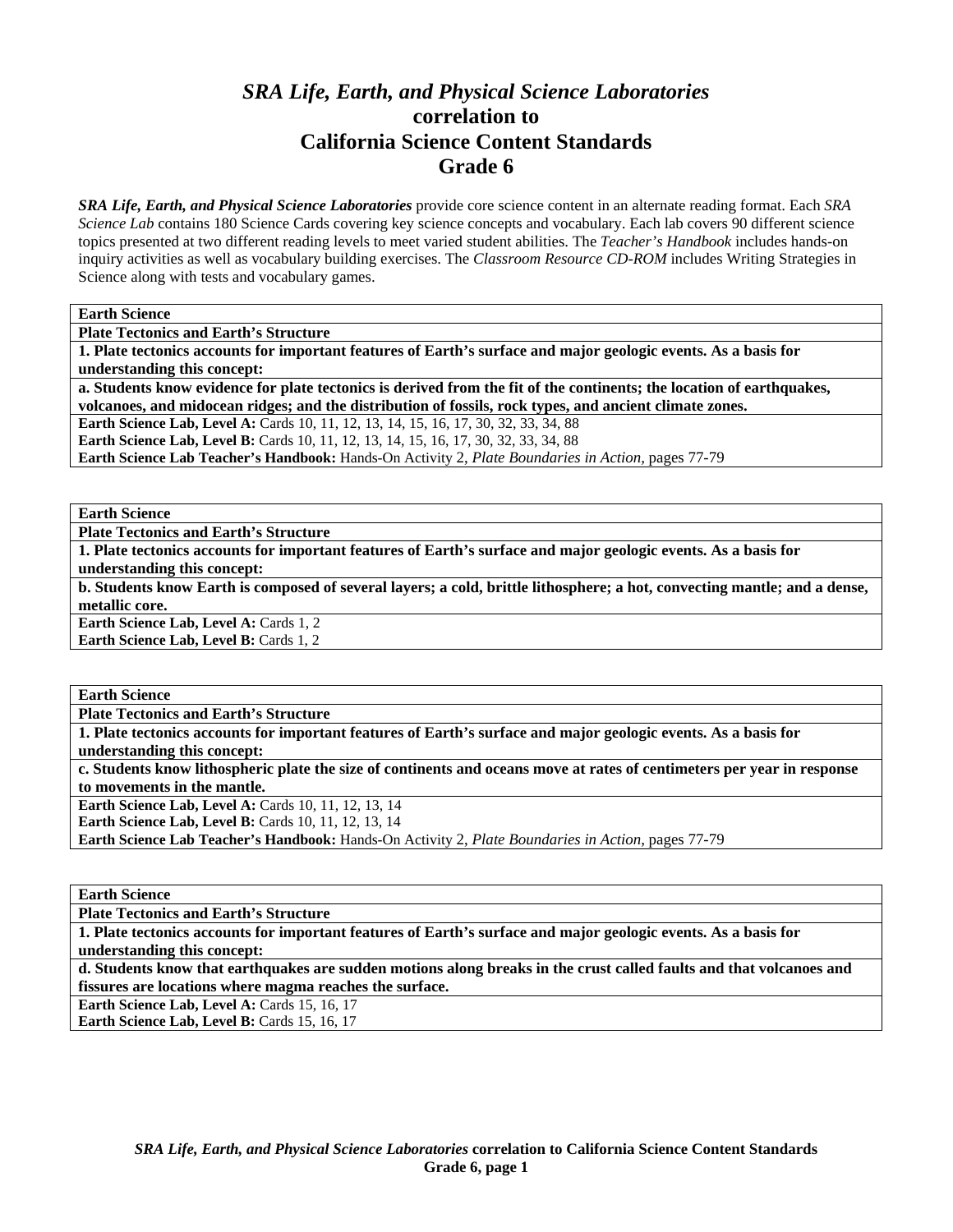# *SRA Life, Earth, and Physical Science Laboratories* correlation to California Science Content Standards Grade 6

***SRA Life, Earth, and Physical Science Laboratories*** provide core science content in an alternate reading format. Each *SRA Science Lab* contains 180 Science Cards covering key science concepts and vocabulary. Each lab covers 90 different science topics presented at two different reading levels to meet varied student abilities. The *Teacher's Handbook* includes hands-on inquiry activities as well as vocabulary building exercises. The *Classroom Resource CD-ROM* includes Writing Strategies in Science along with tests and vocabulary games.

| **Earth Science** |
|---|
| **Plate Tectonics and Earth's Structure** |
| **1. Plate tectonics accounts for important features of Earth's surface and major geologic events. As a basis for understanding this concept:** |
| **a. Students know evidence for plate tectonics is derived from the fit of the continents; the location of earthquakes, volcanoes, and midocean ridges; and the distribution of fossils, rock types, and ancient climate zones.** |
| **Earth Science Lab, Level A:** Cards 10, 11, 12, 13, 14, 15, 16, 17, 30, 32, 33, 34, 88<br>**Earth Science Lab, Level B:** Cards 10, 11, 12, 13, 14, 15, 16, 17, 30, 32, 33, 34, 88<br>**Earth Science Lab Teacher's Handbook:** Hands-On Activity 2, *Plate Boundaries in Action,* pages 77-79 |

| **Earth Science** |
|---|
| **Plate Tectonics and Earth's Structure** |
| **1. Plate tectonics accounts for important features of Earth's surface and major geologic events. As a basis for understanding this concept:** |
| **b. Students know Earth is composed of several layers; a cold, brittle lithosphere; a hot, convecting mantle; and a dense, metallic core.** |
| **Earth Science Lab, Level A:** Cards 1, 2<br>**Earth Science Lab, Level B:** Cards 1, 2 |

| **Earth Science** |
|---|
| **Plate Tectonics and Earth's Structure** |
| **1. Plate tectonics accounts for important features of Earth's surface and major geologic events. As a basis for understanding this concept:** |
| **c. Students know lithospheric plate the size of continents and oceans move at rates of centimeters per year in response to movements in the mantle.** |
| **Earth Science Lab, Level A:** Cards 10, 11, 12, 13, 14<br>**Earth Science Lab, Level B:** Cards 10, 11, 12, 13, 14<br>**Earth Science Lab Teacher's Handbook:** Hands-On Activity 2, *Plate Boundaries in Action,* pages 77-79 |

| **Earth Science** |
|---|
| **Plate Tectonics and Earth's Structure** |
| **1. Plate tectonics accounts for important features of Earth's surface and major geologic events. As a basis for understanding this concept:** |
| **d. Students know that earthquakes are sudden motions along breaks in the crust called faults and that volcanoes and fissures are locations where magma reaches the surface.** |
| **Earth Science Lab, Level A:** Cards 15, 16, 17<br>**Earth Science Lab, Level B:** Cards 15, 16, 17 |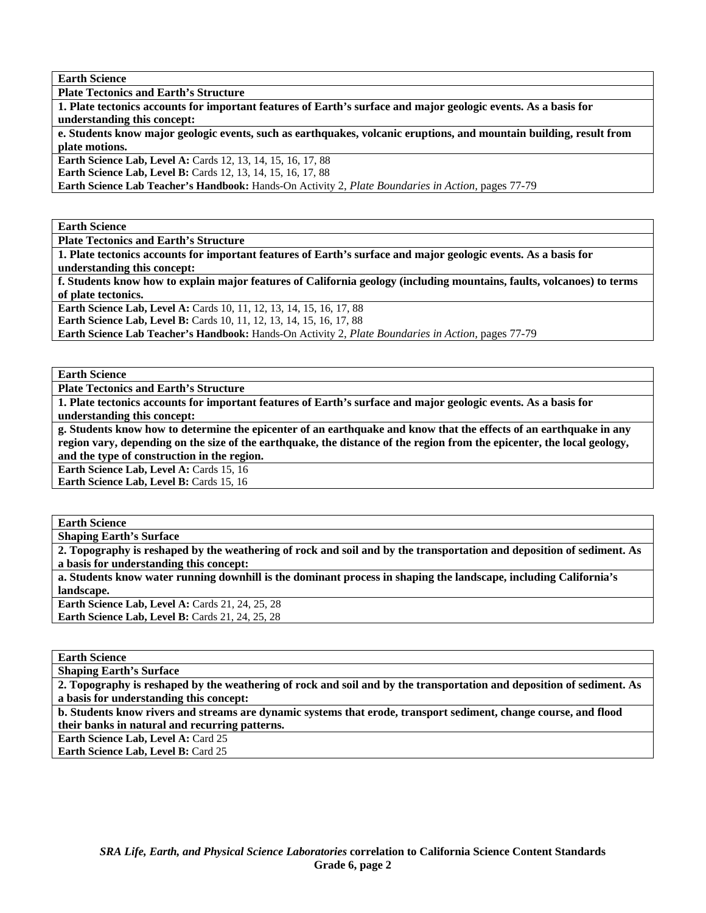| **Earth Science** |
|---|
| **Plate Tectonics and Earth's Structure** |
| **1. Plate tectonics accounts for important features of Earth's surface and major geologic events. As a basis for understanding this concept:** |
| **e. Students know major geologic events, such as earthquakes, volcanic eruptions, and mountain building, result from plate motions.** |
| **Earth Science Lab, Level A:** Cards 12, 13, 14, 15, 16, 17, 88<br>**Earth Science Lab, Level B:** Cards 12, 13, 14, 15, 16, 17, 88<br>**Earth Science Lab Teacher's Handbook:** Hands-On Activity 2, *Plate Boundaries in Action,* pages 77-79 |

| **Earth Science** |
|---|
| **Plate Tectonics and Earth's Structure** |
| **1. Plate tectonics accounts for important features of Earth's surface and major geologic events. As a basis for understanding this concept:** |
| **f. Students know how to explain major features of California geology (including mountains, faults, volcanoes) to terms of plate tectonics.** |
| **Earth Science Lab, Level A:** Cards 10, 11, 12, 13, 14, 15, 16, 17, 88<br>**Earth Science Lab, Level B:** Cards 10, 11, 12, 13, 14, 15, 16, 17, 88<br>**Earth Science Lab Teacher's Handbook:** Hands-On Activity 2, *Plate Boundaries in Action,* pages 77-79 |

| **Earth Science** |
|---|
| **Plate Tectonics and Earth's Structure** |
| **1. Plate tectonics accounts for important features of Earth's surface and major geologic events. As a basis for understanding this concept:** |
| **g. Students know how to determine the epicenter of an earthquake and know that the effects of an earthquake in any region vary, depending on the size of the earthquake, the distance of the region from the epicenter, the local geology, and the type of construction in the region.** |
| **Earth Science Lab, Level A:** Cards 15, 16<br>**Earth Science Lab, Level B:** Cards 15, 16 |

| **Earth Science** |
|---|
| **Shaping Earth's Surface** |
| **2. Topography is reshaped by the weathering of rock and soil and by the transportation and deposition of sediment. As a basis for understanding this concept:** |
| **a. Students know water running downhill is the dominant process in shaping the landscape, including California's landscape.** |
| **Earth Science Lab, Level A:** Cards 21, 24, 25, 28<br>**Earth Science Lab, Level B:** Cards 21, 24, 25, 28 |

| **Earth Science** |
|---|
| **Shaping Earth's Surface** |
| **2. Topography is reshaped by the weathering of rock and soil and by the transportation and deposition of sediment. As a basis for understanding this concept:** |
| **b. Students know rivers and streams are dynamic systems that erode, transport sediment, change course, and flood their banks in natural and recurring patterns.** |
| **Earth Science Lab, Level A:** Card 25<br>**Earth Science Lab, Level B:** Card 25 |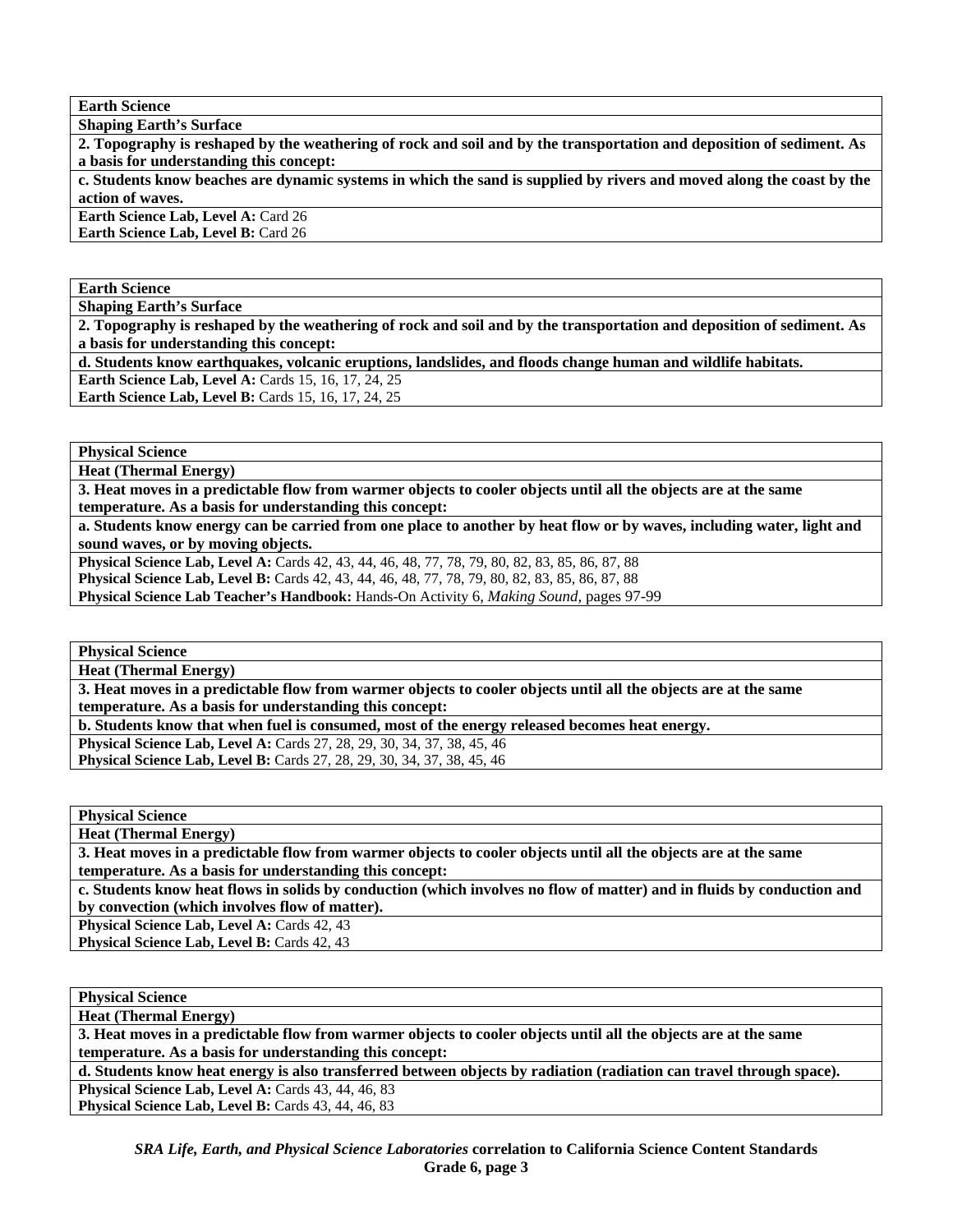**Earth Science**

**Shaping Earth's Surface**

**2. Topography is reshaped by the weathering of rock and soil and by the transportation and deposition of sediment. As a basis for understanding this concept:**

**c. Students know beaches are dynamic systems in which the sand is supplied by rivers and moved along the coast by the action of waves.**

**Earth Science Lab, Level A:** Card 26
**Earth Science Lab, Level B:** Card 26

**Earth Science**

**Shaping Earth's Surface**

**2. Topography is reshaped by the weathering of rock and soil and by the transportation and deposition of sediment. As a basis for understanding this concept:**

**d. Students know earthquakes, volcanic eruptions, landslides, and floods change human and wildlife habitats.**

**Earth Science Lab, Level A:** Cards 15, 16, 17, 24, 25
**Earth Science Lab, Level B:** Cards 15, 16, 17, 24, 25

**Physical Science**

**Heat (Thermal Energy)**

**3. Heat moves in a predictable flow from warmer objects to cooler objects until all the objects are at the same temperature. As a basis for understanding this concept:**

**a. Students know energy can be carried from one place to another by heat flow or by waves, including water, light and sound waves, or by moving objects.**

**Physical Science Lab, Level A:** Cards 42, 43, 44, 46, 48, 77, 78, 79, 80, 82, 83, 85, 86, 87, 88
**Physical Science Lab, Level B:** Cards 42, 43, 44, 46, 48, 77, 78, 79, 80, 82, 83, 85, 86, 87, 88
**Physical Science Lab Teacher's Handbook:** Hands-On Activity 6, *Making Sound,* pages 97-99

**Physical Science**

**Heat (Thermal Energy)**

**3. Heat moves in a predictable flow from warmer objects to cooler objects until all the objects are at the same temperature. As a basis for understanding this concept:**

**b. Students know that when fuel is consumed, most of the energy released becomes heat energy.**

**Physical Science Lab, Level A:** Cards 27, 28, 29, 30, 34, 37, 38, 45, 46
**Physical Science Lab, Level B:** Cards 27, 28, 29, 30, 34, 37, 38, 45, 46

**Physical Science**

**Heat (Thermal Energy)**

**3. Heat moves in a predictable flow from warmer objects to cooler objects until all the objects are at the same temperature. As a basis for understanding this concept:**

**c. Students know heat flows in solids by conduction (which involves no flow of matter) and in fluids by conduction and by convection (which involves flow of matter).**

**Physical Science Lab, Level A:** Cards 42, 43
**Physical Science Lab, Level B:** Cards 42, 43

**Physical Science**

**Heat (Thermal Energy)**

**3. Heat moves in a predictable flow from warmer objects to cooler objects until all the objects are at the same temperature. As a basis for understanding this concept:**

**d. Students know heat energy is also transferred between objects by radiation (radiation can travel through space).**

**Physical Science Lab, Level A:** Cards 43, 44, 46, 83
**Physical Science Lab, Level B:** Cards 43, 44, 46, 83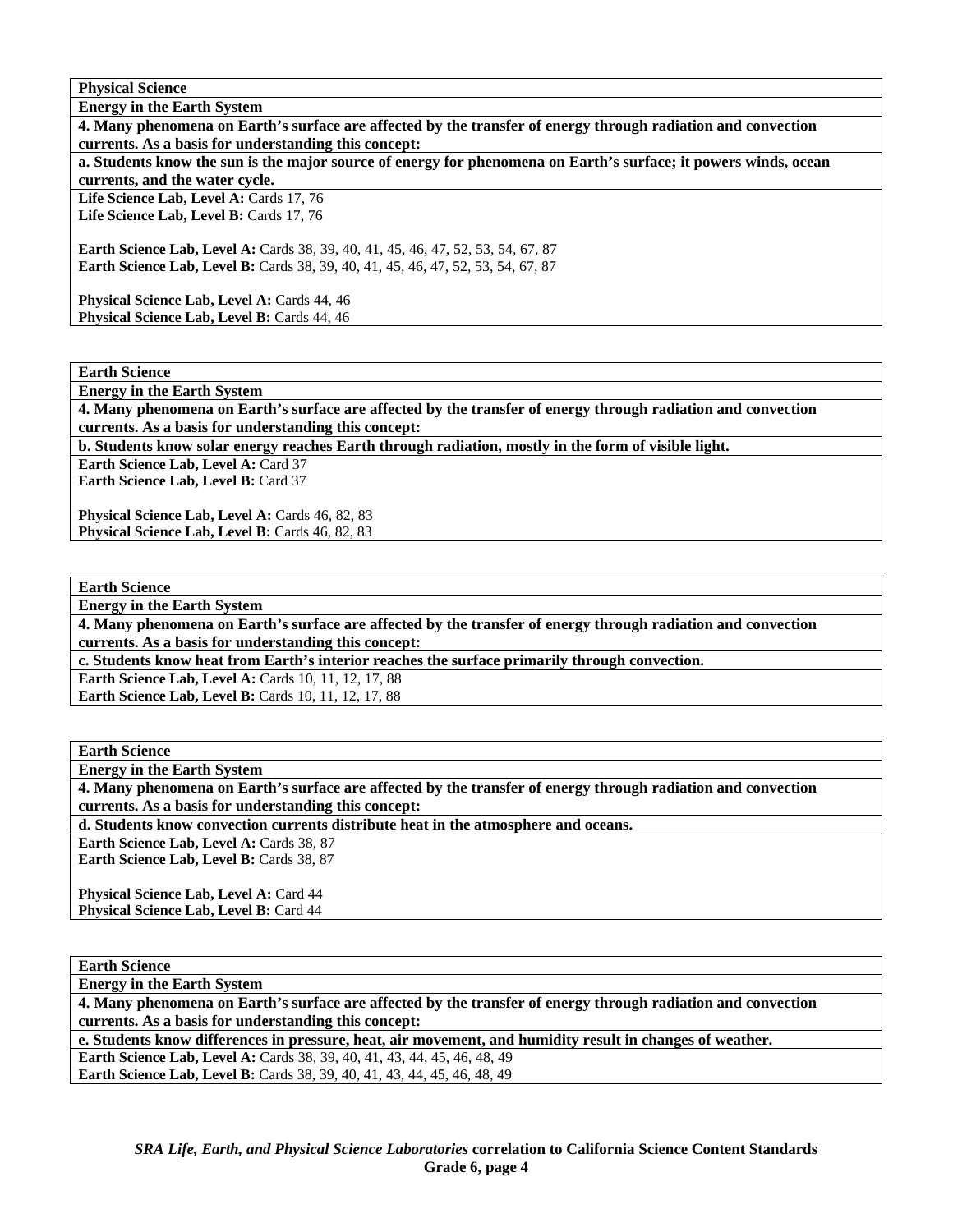| **Physical Science** |
|---|
| **Energy in the Earth System** |
| **4. Many phenomena on Earth's surface are affected by the transfer of energy through radiation and convection currents. As a basis for understanding this concept:** |
| **a. Students know the sun is the major source of energy for phenomena on Earth's surface; it powers winds, ocean currents, and the water cycle.** |
| **Life Science Lab, Level A:** Cards 17, 76<br>**Life Science Lab, Level B:** Cards 17, 76<br><br>**Earth Science Lab, Level A:** Cards 38, 39, 40, 41, 45, 46, 47, 52, 53, 54, 67, 87<br>**Earth Science Lab, Level B:** Cards 38, 39, 40, 41, 45, 46, 47, 52, 53, 54, 67, 87<br><br>**Physical Science Lab, Level A:** Cards 44, 46<br>**Physical Science Lab, Level B:** Cards 44, 46 |

| **Earth Science** |
|---|
| **Energy in the Earth System** |
| **4. Many phenomena on Earth's surface are affected by the transfer of energy through radiation and convection currents. As a basis for understanding this concept:** |
| **b. Students know solar energy reaches Earth through radiation, mostly in the form of visible light.** |
| **Earth Science Lab, Level A:** Card 37<br>**Earth Science Lab, Level B:** Card 37<br><br>**Physical Science Lab, Level A:** Cards 46, 82, 83<br>**Physical Science Lab, Level B:** Cards 46, 82, 83 |

| **Earth Science** |
|---|
| **Energy in the Earth System** |
| **4. Many phenomena on Earth's surface are affected by the transfer of energy through radiation and convection currents. As a basis for understanding this concept:** |
| **c. Students know heat from Earth's interior reaches the surface primarily through convection.** |
| **Earth Science Lab, Level A:** Cards 10, 11, 12, 17, 88<br>**Earth Science Lab, Level B:** Cards 10, 11, 12, 17, 88 |

| **Earth Science** |
|---|
| **Energy in the Earth System** |
| **4. Many phenomena on Earth's surface are affected by the transfer of energy through radiation and convection currents. As a basis for understanding this concept:** |
| **d. Students know convection currents distribute heat in the atmosphere and oceans.** |
| **Earth Science Lab, Level A:** Cards 38, 87<br>**Earth Science Lab, Level B:** Cards 38, 87<br><br>**Physical Science Lab, Level A:** Card 44<br>**Physical Science Lab, Level B:** Card 44 |

| **Earth Science** |
|---|
| **Energy in the Earth System** |
| **4. Many phenomena on Earth's surface are affected by the transfer of energy through radiation and convection currents. As a basis for understanding this concept:** |
| **e. Students know differences in pressure, heat, air movement, and humidity result in changes of weather.** |
| **Earth Science Lab, Level A:** Cards 38, 39, 40, 41, 43, 44, 45, 46, 48, 49<br>**Earth Science Lab, Level B:** Cards 38, 39, 40, 41, 43, 44, 45, 46, 48, 49 |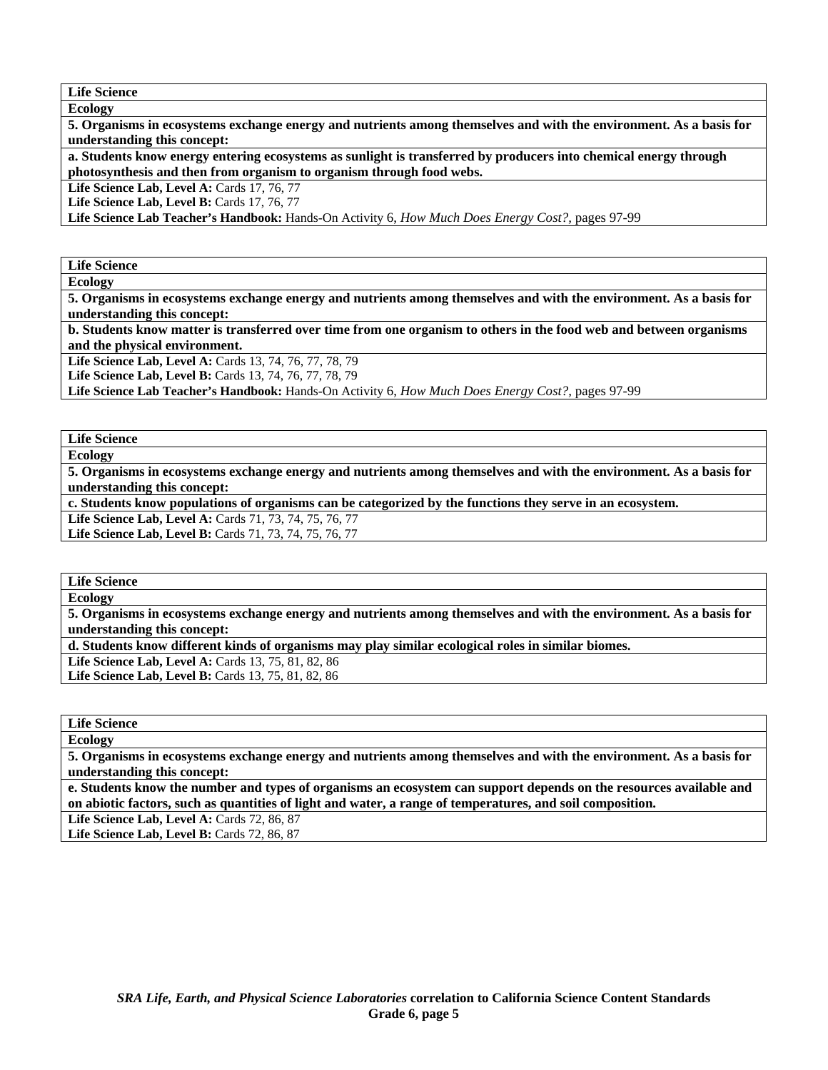**Life Science**

**Ecology**

**5. Organisms in ecosystems exchange energy and nutrients among themselves and with the environment. As a basis for understanding this concept:**

**a. Students know energy entering ecosystems as sunlight is transferred by producers into chemical energy through photosynthesis and then from organism to organism through food webs.**

**Life Science Lab, Level A:** Cards 17, 76, 77

**Life Science Lab, Level B:** Cards 17, 76, 77

**Life Science Lab Teacher's Handbook:** Hands-On Activity 6, *How Much Does Energy Cost?,* pages 97-99

**Life Science**

**Ecology**

**5. Organisms in ecosystems exchange energy and nutrients among themselves and with the environment. As a basis for understanding this concept:**

**b. Students know matter is transferred over time from one organism to others in the food web and between organisms and the physical environment.**

**Life Science Lab, Level A:** Cards 13, 74, 76, 77, 78, 79

**Life Science Lab, Level B:** Cards 13, 74, 76, 77, 78, 79

**Life Science Lab Teacher's Handbook:** Hands-On Activity 6, *How Much Does Energy Cost?,* pages 97-99

**Life Science**

**Ecology**

**5. Organisms in ecosystems exchange energy and nutrients among themselves and with the environment. As a basis for understanding this concept:**

**c. Students know populations of organisms can be categorized by the functions they serve in an ecosystem.**

**Life Science Lab, Level A:** Cards 71, 73, 74, 75, 76, 77

**Life Science Lab, Level B:** Cards 71, 73, 74, 75, 76, 77

**Life Science**

**Ecology**

**5. Organisms in ecosystems exchange energy and nutrients among themselves and with the environment. As a basis for understanding this concept:**

**d. Students know different kinds of organisms may play similar ecological roles in similar biomes.**

**Life Science Lab, Level A:** Cards 13, 75, 81, 82, 86

**Life Science Lab, Level B:** Cards 13, 75, 81, 82, 86

**Life Science**

**Ecology**

**5. Organisms in ecosystems exchange energy and nutrients among themselves and with the environment. As a basis for understanding this concept:**

**e. Students know the number and types of organisms an ecosystem can support depends on the resources available and on abiotic factors, such as quantities of light and water, a range of temperatures, and soil composition.**

**Life Science Lab, Level A:** Cards 72, 86, 87

**Life Science Lab, Level B:** Cards 72, 86, 87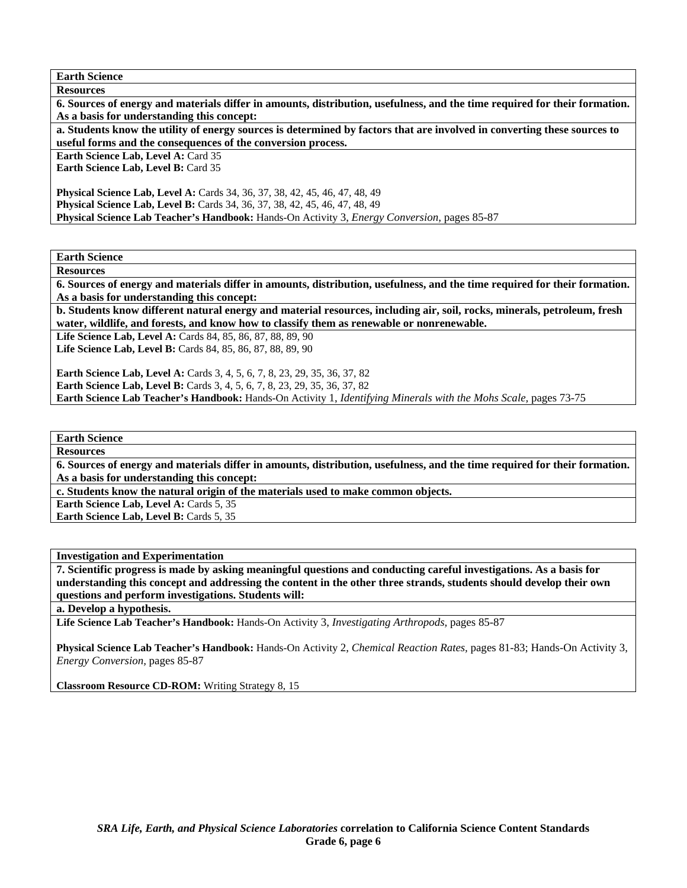**Earth Science**

**Resources**

**6. Sources of energy and materials differ in amounts, distribution, usefulness, and the time required for their formation. As a basis for understanding this concept:**

**a. Students know the utility of energy sources is determined by factors that are involved in converting these sources to useful forms and the consequences of the conversion process.**

**Earth Science Lab, Level A:** Card 35
**Earth Science Lab, Level B:** Card 35

**Physical Science Lab, Level A:** Cards 34, 36, 37, 38, 42, 45, 46, 47, 48, 49
**Physical Science Lab, Level B:** Cards 34, 36, 37, 38, 42, 45, 46, 47, 48, 49
**Physical Science Lab Teacher's Handbook:** Hands-On Activity 3, *Energy Conversion,* pages 85-87

---

**Earth Science**

**Resources**

**6. Sources of energy and materials differ in amounts, distribution, usefulness, and the time required for their formation. As a basis for understanding this concept:**

**b. Students know different natural energy and material resources, including air, soil, rocks, minerals, petroleum, fresh water, wildlife, and forests, and know how to classify them as renewable or nonrenewable.**

**Life Science Lab, Level A:** Cards 84, 85, 86, 87, 88, 89, 90
**Life Science Lab, Level B:** Cards 84, 85, 86, 87, 88, 89, 90

**Earth Science Lab, Level A:** Cards 3, 4, 5, 6, 7, 8, 23, 29, 35, 36, 37, 82
**Earth Science Lab, Level B:** Cards 3, 4, 5, 6, 7, 8, 23, 29, 35, 36, 37, 82
**Earth Science Lab Teacher's Handbook:** Hands-On Activity 1, *Identifying Minerals with the Mohs Scale,* pages 73-75

---

**Earth Science**

**Resources**

**6. Sources of energy and materials differ in amounts, distribution, usefulness, and the time required for their formation. As a basis for understanding this concept:**

**c. Students know the natural origin of the materials used to make common objects.**

**Earth Science Lab, Level A:** Cards 5, 35
**Earth Science Lab, Level B:** Cards 5, 35

---

**Investigation and Experimentation**

**7. Scientific progress is made by asking meaningful questions and conducting careful investigations. As a basis for understanding this concept and addressing the content in the other three strands, students should develop their own questions and perform investigations. Students will:**

**a. Develop a hypothesis.**

**Life Science Lab Teacher's Handbook:** Hands-On Activity 3, *Investigating Arthropods,* pages 85-87

**Physical Science Lab Teacher's Handbook:** Hands-On Activity 2, *Chemical Reaction Rates,* pages 81-83; Hands-On Activity 3, *Energy Conversion,* pages 85-87

**Classroom Resource CD-ROM:** Writing Strategy 8, 15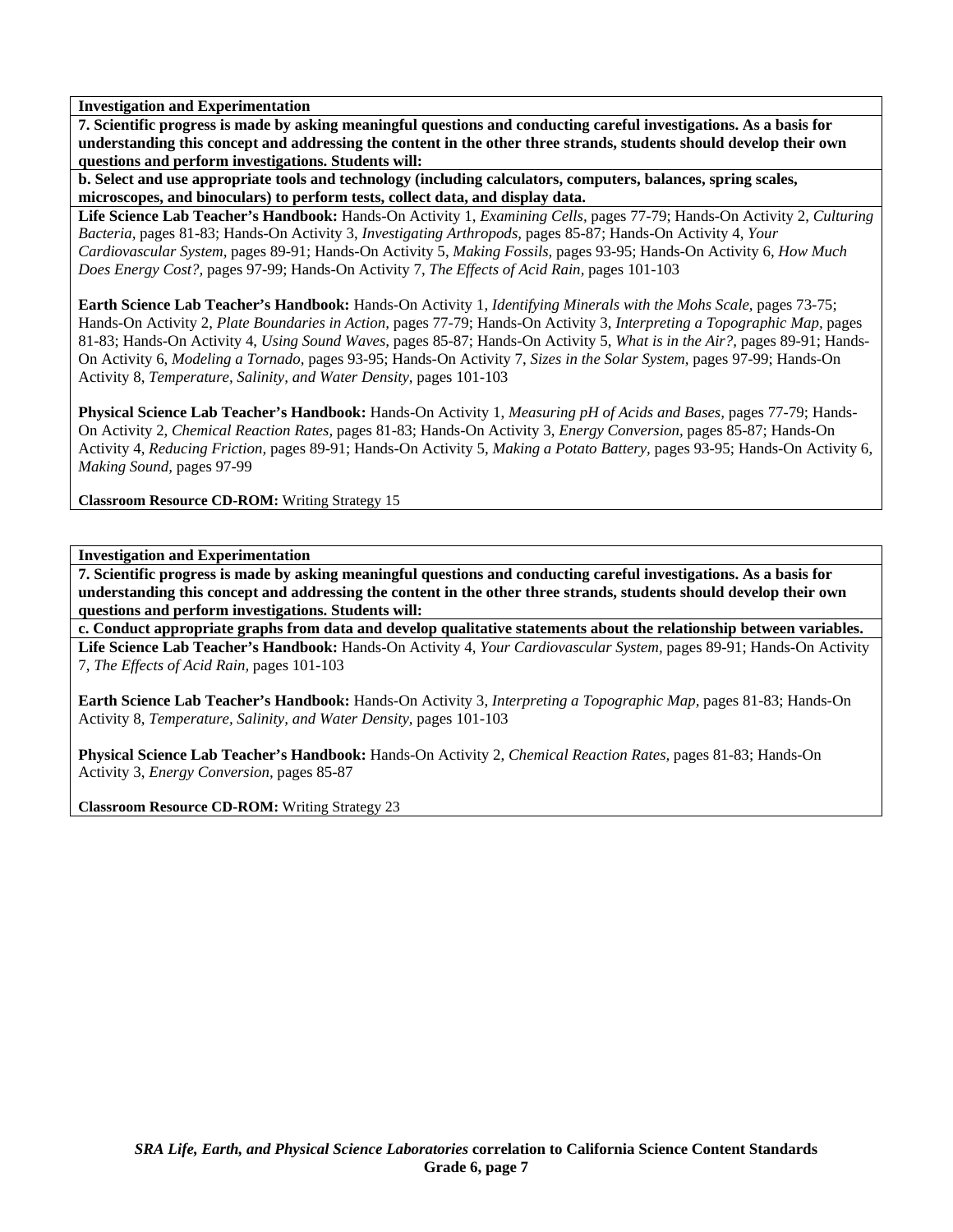**Investigation and Experimentation**

**7. Scientific progress is made by asking meaningful questions and conducting careful investigations. As a basis for understanding this concept and addressing the content in the other three strands, students should develop their own questions and perform investigations. Students will:**

**b. Select and use appropriate tools and technology (including calculators, computers, balances, spring scales, microscopes, and binoculars) to perform tests, collect data, and display data.**

**Life Science Lab Teacher's Handbook:** Hands-On Activity 1, *Examining Cells,* pages 77-79; Hands-On Activity 2, *Culturing Bacteria,* pages 81-83; Hands-On Activity 3, *Investigating Arthropods,* pages 85-87; Hands-On Activity 4, *Your Cardiovascular System,* pages 89-91; Hands-On Activity 5, *Making Fossils,* pages 93-95; Hands-On Activity 6, *How Much Does Energy Cost?,* pages 97-99; Hands-On Activity 7, *The Effects of Acid Rain,* pages 101-103

**Earth Science Lab Teacher's Handbook:** Hands-On Activity 1, *Identifying Minerals with the Mohs Scale,* pages 73-75; Hands-On Activity 2, *Plate Boundaries in Action,* pages 77-79; Hands-On Activity 3, *Interpreting a Topographic Map,* pages 81-83; Hands-On Activity 4, *Using Sound Waves,* pages 85-87; Hands-On Activity 5, *What is in the Air?,* pages 89-91; Hands-On Activity 6, *Modeling a Tornado,* pages 93-95; Hands-On Activity 7, *Sizes in the Solar System,* pages 97-99; Hands-On Activity 8, *Temperature, Salinity, and Water Density,* pages 101-103

**Physical Science Lab Teacher's Handbook:** Hands-On Activity 1, *Measuring pH of Acids and Bases,* pages 77-79; Hands-On Activity 2, *Chemical Reaction Rates,* pages 81-83; Hands-On Activity 3, *Energy Conversion,* pages 85-87; Hands-On Activity 4, *Reducing Friction,* pages 89-91; Hands-On Activity 5, *Making a Potato Battery,* pages 93-95; Hands-On Activity 6, *Making Sound,* pages 97-99

**Classroom Resource CD-ROM:** Writing Strategy 15

**Investigation and Experimentation**

**7. Scientific progress is made by asking meaningful questions and conducting careful investigations. As a basis for understanding this concept and addressing the content in the other three strands, students should develop their own questions and perform investigations. Students will:**

**c. Conduct appropriate graphs from data and develop qualitative statements about the relationship between variables.**

**Life Science Lab Teacher's Handbook:** Hands-On Activity 4, *Your Cardiovascular System,* pages 89-91; Hands-On Activity 7, *The Effects of Acid Rain,* pages 101-103

**Earth Science Lab Teacher's Handbook:** Hands-On Activity 3, *Interpreting a Topographic Map,* pages 81-83; Hands-On Activity 8, *Temperature, Salinity, and Water Density,* pages 101-103

**Physical Science Lab Teacher's Handbook:** Hands-On Activity 2, *Chemical Reaction Rates,* pages 81-83; Hands-On Activity 3, *Energy Conversion,* pages 85-87

**Classroom Resource CD-ROM:** Writing Strategy 23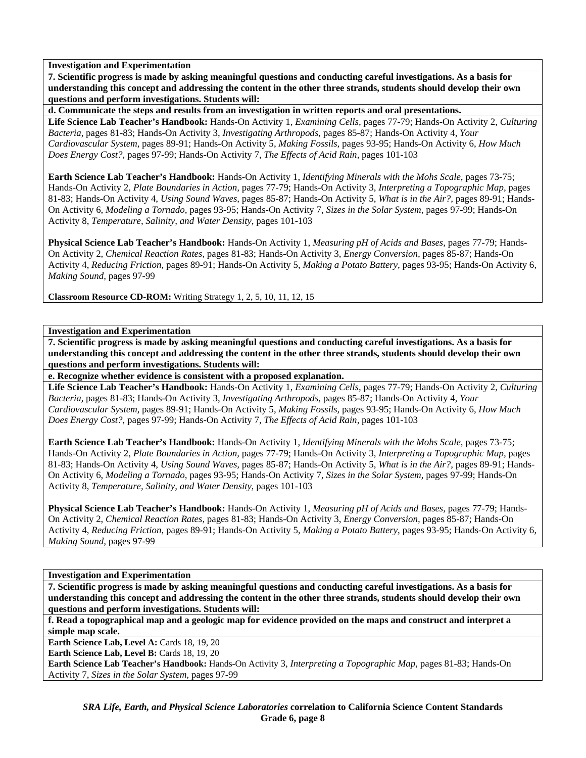**Investigation and Experimentation**

**7. Scientific progress is made by asking meaningful questions and conducting careful investigations. As a basis for understanding this concept and addressing the content in the other three strands, students should develop their own questions and perform investigations. Students will:**

**d. Communicate the steps and results from an investigation in written reports and oral presentations.**

**Life Science Lab Teacher's Handbook:** Hands-On Activity 1, *Examining Cells,* pages 77-79; Hands-On Activity 2, *Culturing Bacteria,* pages 81-83; Hands-On Activity 3, *Investigating Arthropods,* pages 85-87; Hands-On Activity 4, *Your Cardiovascular System,* pages 89-91; Hands-On Activity 5, *Making Fossils,* pages 93-95; Hands-On Activity 6, *How Much Does Energy Cost?,* pages 97-99; Hands-On Activity 7, *The Effects of Acid Rain,* pages 101-103

**Earth Science Lab Teacher's Handbook:** Hands-On Activity 1, *Identifying Minerals with the Mohs Scale,* pages 73-75; Hands-On Activity 2, *Plate Boundaries in Action,* pages 77-79; Hands-On Activity 3, *Interpreting a Topographic Map,* pages 81-83; Hands-On Activity 4, *Using Sound Waves,* pages 85-87; Hands-On Activity 5, *What is in the Air?,* pages 89-91; Hands-On Activity 6, *Modeling a Tornado,* pages 93-95; Hands-On Activity 7, *Sizes in the Solar System,* pages 97-99; Hands-On Activity 8, *Temperature, Salinity, and Water Density,* pages 101-103

**Physical Science Lab Teacher's Handbook:** Hands-On Activity 1, *Measuring pH of Acids and Bases,* pages 77-79; Hands-On Activity 2, *Chemical Reaction Rates,* pages 81-83; Hands-On Activity 3, *Energy Conversion,* pages 85-87; Hands-On Activity 4, *Reducing Friction,* pages 89-91; Hands-On Activity 5, *Making a Potato Battery,* pages 93-95; Hands-On Activity 6, *Making Sound,* pages 97-99

**Classroom Resource CD-ROM:** Writing Strategy 1, 2, 5, 10, 11, 12, 15

**Investigation and Experimentation**

**7. Scientific progress is made by asking meaningful questions and conducting careful investigations. As a basis for understanding this concept and addressing the content in the other three strands, students should develop their own questions and perform investigations. Students will:**

**e. Recognize whether evidence is consistent with a proposed explanation.**

**Life Science Lab Teacher's Handbook:** Hands-On Activity 1, *Examining Cells,* pages 77-79; Hands-On Activity 2, *Culturing Bacteria,* pages 81-83; Hands-On Activity 3, *Investigating Arthropods,* pages 85-87; Hands-On Activity 4, *Your Cardiovascular System,* pages 89-91; Hands-On Activity 5, *Making Fossils,* pages 93-95; Hands-On Activity 6, *How Much Does Energy Cost?,* pages 97-99; Hands-On Activity 7, *The Effects of Acid Rain,* pages 101-103

**Earth Science Lab Teacher's Handbook:** Hands-On Activity 1, *Identifying Minerals with the Mohs Scale,* pages 73-75; Hands-On Activity 2, *Plate Boundaries in Action,* pages 77-79; Hands-On Activity 3, *Interpreting a Topographic Map,* pages 81-83; Hands-On Activity 4, *Using Sound Waves,* pages 85-87; Hands-On Activity 5, *What is in the Air?,* pages 89-91; Hands-On Activity 6, *Modeling a Tornado,* pages 93-95; Hands-On Activity 7, *Sizes in the Solar System,* pages 97-99; Hands-On Activity 8, *Temperature, Salinity, and Water Density,* pages 101-103

**Physical Science Lab Teacher's Handbook:** Hands-On Activity 1, *Measuring pH of Acids and Bases,* pages 77-79; Hands-On Activity 2, *Chemical Reaction Rates,* pages 81-83; Hands-On Activity 3, *Energy Conversion,* pages 85-87; Hands-On Activity 4, *Reducing Friction,* pages 89-91; Hands-On Activity 5, *Making a Potato Battery,* pages 93-95; Hands-On Activity 6, *Making Sound,* pages 97-99

**Investigation and Experimentation**

**7. Scientific progress is made by asking meaningful questions and conducting careful investigations. As a basis for understanding this concept and addressing the content in the other three strands, students should develop their own questions and perform investigations. Students will:**

**f. Read a topographical map and a geologic map for evidence provided on the maps and construct and interpret a simple map scale.**

**Earth Science Lab, Level A:** Cards 18, 19, 20
**Earth Science Lab, Level B:** Cards 18, 19, 20
**Earth Science Lab Teacher's Handbook:** Hands-On Activity 3, *Interpreting a Topographic Map,* pages 81-83; Hands-On Activity 7, *Sizes in the Solar System,* pages 97-99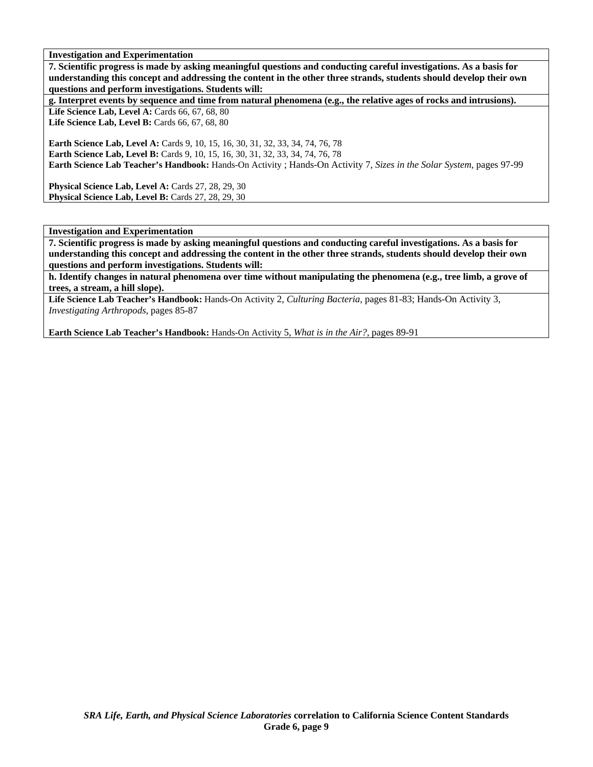**Investigation and Experimentation**

**7. Scientific progress is made by asking meaningful questions and conducting careful investigations. As a basis for understanding this concept and addressing the content in the other three strands, students should develop their own questions and perform investigations. Students will:**

**g. Interpret events by sequence and time from natural phenomena (e.g., the relative ages of rocks and intrusions).**

**Life Science Lab, Level A:** Cards 66, 67, 68, 80
**Life Science Lab, Level B:** Cards 66, 67, 68, 80

**Earth Science Lab, Level A:** Cards 9, 10, 15, 16, 30, 31, 32, 33, 34, 74, 76, 78
**Earth Science Lab, Level B:** Cards 9, 10, 15, 16, 30, 31, 32, 33, 34, 74, 76, 78
**Earth Science Lab Teacher's Handbook:** Hands-On Activity ; Hands-On Activity 7, *Sizes in the Solar System,* pages 97-99

**Physical Science Lab, Level A:** Cards 27, 28, 29, 30
**Physical Science Lab, Level B:** Cards 27, 28, 29, 30

**Investigation and Experimentation**

**7. Scientific progress is made by asking meaningful questions and conducting careful investigations. As a basis for understanding this concept and addressing the content in the other three strands, students should develop their own questions and perform investigations. Students will:**

**h. Identify changes in natural phenomena over time without manipulating the phenomena (e.g., tree limb, a grove of trees, a stream, a hill slope).**

**Life Science Lab Teacher's Handbook:** Hands-On Activity 2, *Culturing Bacteria,* pages 81-83; Hands-On Activity 3, *Investigating Arthropods,* pages 85-87

**Earth Science Lab Teacher's Handbook:** Hands-On Activity 5, *What is in the Air?,* pages 89-91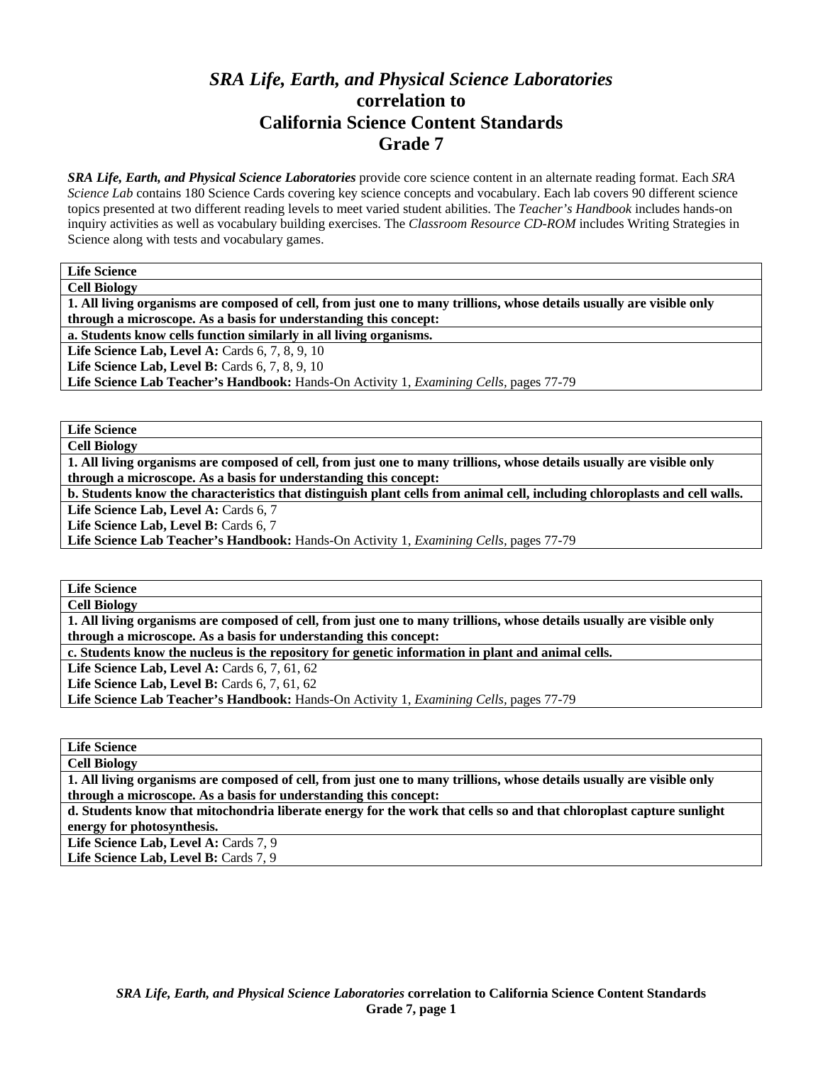# *SRA Life, Earth, and Physical Science Laboratories* correlation to California Science Content Standards Grade 7

***SRA Life, Earth, and Physical Science Laboratories*** provide core science content in an alternate reading format. Each *SRA Science Lab* contains 180 Science Cards covering key science concepts and vocabulary. Each lab covers 90 different science topics presented at two different reading levels to meet varied student abilities. The *Teacher's Handbook* includes hands-on inquiry activities as well as vocabulary building exercises. The *Classroom Resource CD-ROM* includes Writing Strategies in Science along with tests and vocabulary games.

| **Life Science** |
|---|
| **Cell Biology** |
| **1. All living organisms are composed of cell, from just one to many trillions, whose details usually are visible only through a microscope. As a basis for understanding this concept:** |
| **a. Students know cells function similarly in all living organisms.** |
| **Life Science Lab, Level A:** Cards 6, 7, 8, 9, 10<br>**Life Science Lab, Level B:** Cards 6, 7, 8, 9, 10<br>**Life Science Lab Teacher's Handbook:** Hands-On Activity 1, *Examining Cells*, pages 77-79 |

| **Life Science** |
|---|
| **Cell Biology** |
| **1. All living organisms are composed of cell, from just one to many trillions, whose details usually are visible only through a microscope. As a basis for understanding this concept:** |
| **b. Students know the characteristics that distinguish plant cells from animal cell, including chloroplasts and cell walls.** |
| **Life Science Lab, Level A:** Cards 6, 7<br>**Life Science Lab, Level B:** Cards 6, 7<br>**Life Science Lab Teacher's Handbook:** Hands-On Activity 1, *Examining Cells*, pages 77-79 |

| **Life Science** |
|---|
| **Cell Biology** |
| **1. All living organisms are composed of cell, from just one to many trillions, whose details usually are visible only through a microscope. As a basis for understanding this concept:** |
| **c. Students know the nucleus is the repository for genetic information in plant and animal cells.** |
| **Life Science Lab, Level A:** Cards 6, 7, 61, 62<br>**Life Science Lab, Level B:** Cards 6, 7, 61, 62<br>**Life Science Lab Teacher's Handbook:** Hands-On Activity 1, *Examining Cells*, pages 77-79 |

| **Life Science** |
|---|
| **Cell Biology** |
| **1. All living organisms are composed of cell, from just one to many trillions, whose details usually are visible only through a microscope. As a basis for understanding this concept:** |
| **d. Students know that mitochondria liberate energy for the work that cells so and that chloroplast capture sunlight energy for photosynthesis.** |
| **Life Science Lab, Level A:** Cards 7, 9<br>**Life Science Lab, Level B:** Cards 7, 9 |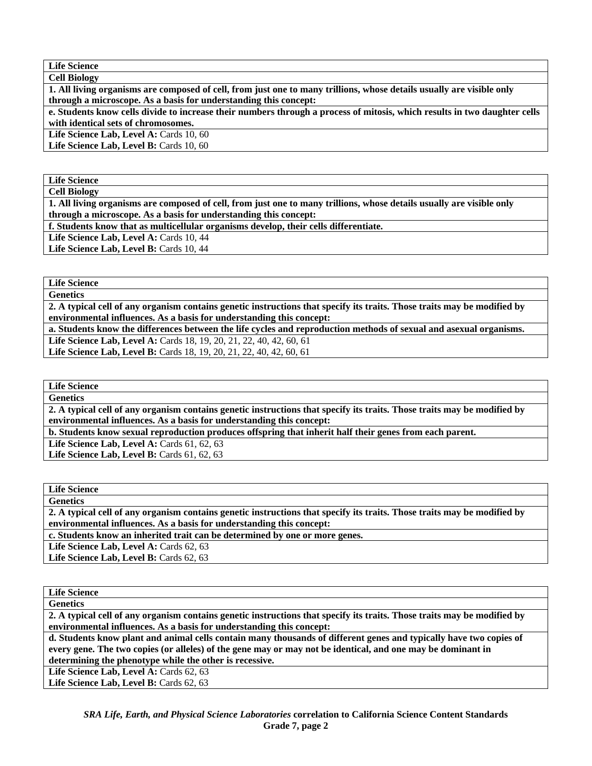| **Life Science** |
|---|
| **Cell Biology** |
| **1. All living organisms are composed of cell, from just one to many trillions, whose details usually are visible only through a microscope. As a basis for understanding this concept:** |
| **e. Students know cells divide to increase their numbers through a process of mitosis, which results in two daughter cells with identical sets of chromosomes.** |
| **Life Science Lab, Level A:** Cards 10, 60<br>**Life Science Lab, Level B:** Cards 10, 60 |

| **Life Science** |
|---|
| **Cell Biology** |
| **1. All living organisms are composed of cell, from just one to many trillions, whose details usually are visible only through a microscope. As a basis for understanding this concept:** |
| **f. Students know that as multicellular organisms develop, their cells differentiate.** |
| **Life Science Lab, Level A:** Cards 10, 44<br>**Life Science Lab, Level B:** Cards 10, 44 |

| **Life Science** |
|---|
| **Genetics** |
| **2. A typical cell of any organism contains genetic instructions that specify its traits. Those traits may be modified by environmental influences. As a basis for understanding this concept:** |
| **a. Students know the differences between the life cycles and reproduction methods of sexual and asexual organisms.** |
| **Life Science Lab, Level A:** Cards 18, 19, 20, 21, 22, 40, 42, 60, 61<br>**Life Science Lab, Level B:** Cards 18, 19, 20, 21, 22, 40, 42, 60, 61 |

| **Life Science** |
|---|
| **Genetics** |
| **2. A typical cell of any organism contains genetic instructions that specify its traits. Those traits may be modified by environmental influences. As a basis for understanding this concept:** |
| **b. Students know sexual reproduction produces offspring that inherit half their genes from each parent.** |
| **Life Science Lab, Level A:** Cards 61, 62, 63<br>**Life Science Lab, Level B:** Cards 61, 62, 63 |

| **Life Science** |
|---|
| **Genetics** |
| **2. A typical cell of any organism contains genetic instructions that specify its traits. Those traits may be modified by environmental influences. As a basis for understanding this concept:** |
| **c. Students know an inherited trait can be determined by one or more genes.** |
| **Life Science Lab, Level A:** Cards 62, 63<br>**Life Science Lab, Level B:** Cards 62, 63 |

| **Life Science** |
|---|
| **Genetics** |
| **2. A typical cell of any organism contains genetic instructions that specify its traits. Those traits may be modified by environmental influences. As a basis for understanding this concept:** |
| **d. Students know plant and animal cells contain many thousands of different genes and typically have two copies of every gene. The two copies (or alleles) of the gene may or may not be identical, and one may be dominant in determining the phenotype while the other is recessive.** |
| **Life Science Lab, Level A:** Cards 62, 63<br>**Life Science Lab, Level B:** Cards 62, 63 |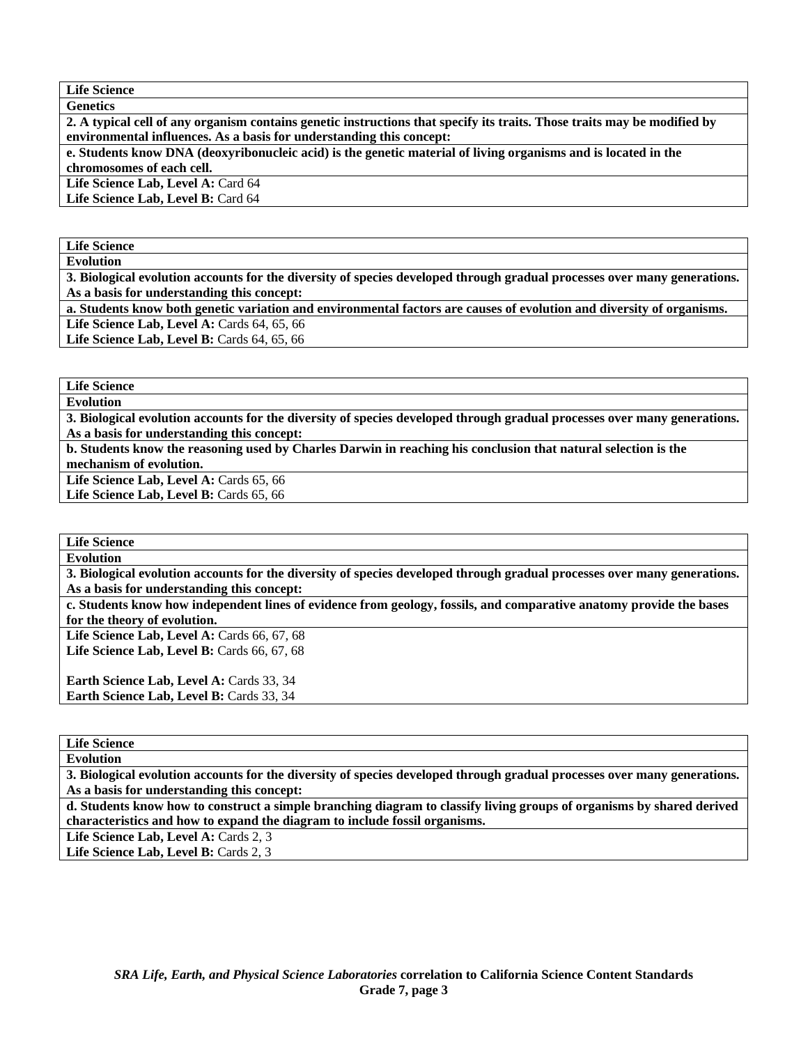**Life Science**

**Genetics**

**2. A typical cell of any organism contains genetic instructions that specify its traits. Those traits may be modified by environmental influences. As a basis for understanding this concept:**

**e. Students know DNA (deoxyribonucleic acid) is the genetic material of living organisms and is located in the chromosomes of each cell.**

**Life Science Lab, Level A:** Card 64
**Life Science Lab, Level B:** Card 64

---

**Life Science**

**Evolution**

**3. Biological evolution accounts for the diversity of species developed through gradual processes over many generations. As a basis for understanding this concept:**

**a. Students know both genetic variation and environmental factors are causes of evolution and diversity of organisms.**

**Life Science Lab, Level A:** Cards 64, 65, 66
**Life Science Lab, Level B:** Cards 64, 65, 66

---

**Life Science**

**Evolution**

**3. Biological evolution accounts for the diversity of species developed through gradual processes over many generations. As a basis for understanding this concept:**

**b. Students know the reasoning used by Charles Darwin in reaching his conclusion that natural selection is the mechanism of evolution.**

**Life Science Lab, Level A:** Cards 65, 66
**Life Science Lab, Level B:** Cards 65, 66

---

**Life Science**

**Evolution**

**3. Biological evolution accounts for the diversity of species developed through gradual processes over many generations. As a basis for understanding this concept:**

**c. Students know how independent lines of evidence from geology, fossils, and comparative anatomy provide the bases for the theory of evolution.**

**Life Science Lab, Level A:** Cards 66, 67, 68
**Life Science Lab, Level B:** Cards 66, 67, 68

**Earth Science Lab, Level A:** Cards 33, 34
**Earth Science Lab, Level B:** Cards 33, 34

---

**Life Science**

**Evolution**

**3. Biological evolution accounts for the diversity of species developed through gradual processes over many generations. As a basis for understanding this concept:**

**d. Students know how to construct a simple branching diagram to classify living groups of organisms by shared derived characteristics and how to expand the diagram to include fossil organisms.**

**Life Science Lab, Level A:** Cards 2, 3
**Life Science Lab, Level B:** Cards 2, 3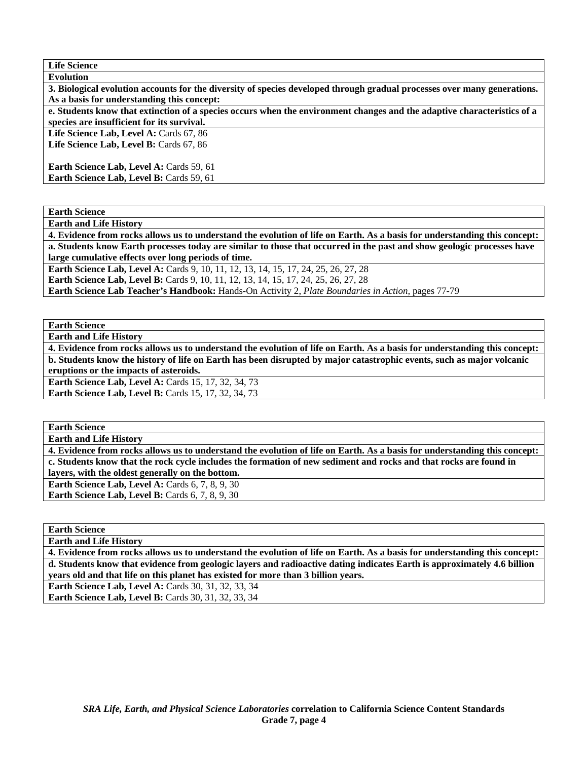**Life Science**

**Evolution**

**3. Biological evolution accounts for the diversity of species developed through gradual processes over many generations. As a basis for understanding this concept:**

**e. Students know that extinction of a species occurs when the environment changes and the adaptive characteristics of a species are insufficient for its survival.**

**Life Science Lab, Level A:** Cards 67, 86
**Life Science Lab, Level B:** Cards 67, 86

**Earth Science Lab, Level A:** Cards 59, 61
**Earth Science Lab, Level B:** Cards 59, 61

---

**Earth Science**

**Earth and Life History**

**4. Evidence from rocks allows us to understand the evolution of life on Earth. As a basis for understanding this concept:**

**a. Students know Earth processes today are similar to those that occurred in the past and show geologic processes have large cumulative effects over long periods of time.**

**Earth Science Lab, Level A:** Cards 9, 10, 11, 12, 13, 14, 15, 17, 24, 25, 26, 27, 28
**Earth Science Lab, Level B:** Cards 9, 10, 11, 12, 13, 14, 15, 17, 24, 25, 26, 27, 28
**Earth Science Lab Teacher's Handbook:** Hands-On Activity 2, *Plate Boundaries in Action,* pages 77-79

---

**Earth Science**

**Earth and Life History**

**4. Evidence from rocks allows us to understand the evolution of life on Earth. As a basis for understanding this concept:**

**b. Students know the history of life on Earth has been disrupted by major catastrophic events, such as major volcanic eruptions or the impacts of asteroids.**

**Earth Science Lab, Level A:** Cards 15, 17, 32, 34, 73
**Earth Science Lab, Level B:** Cards 15, 17, 32, 34, 73

---

**Earth Science**

**Earth and Life History**

**4. Evidence from rocks allows us to understand the evolution of life on Earth. As a basis for understanding this concept:**

**c. Students know that the rock cycle includes the formation of new sediment and rocks and that rocks are found in layers, with the oldest generally on the bottom.**

**Earth Science Lab, Level A:** Cards 6, 7, 8, 9, 30
**Earth Science Lab, Level B:** Cards 6, 7, 8, 9, 30

---

**Earth Science**

**Earth and Life History**

**4. Evidence from rocks allows us to understand the evolution of life on Earth. As a basis for understanding this concept:**

**d. Students know that evidence from geologic layers and radioactive dating indicates Earth is approximately 4.6 billion years old and that life on this planet has existed for more than 3 billion years.**

**Earth Science Lab, Level A:** Cards 30, 31, 32, 33, 34
**Earth Science Lab, Level B:** Cards 30, 31, 32, 33, 34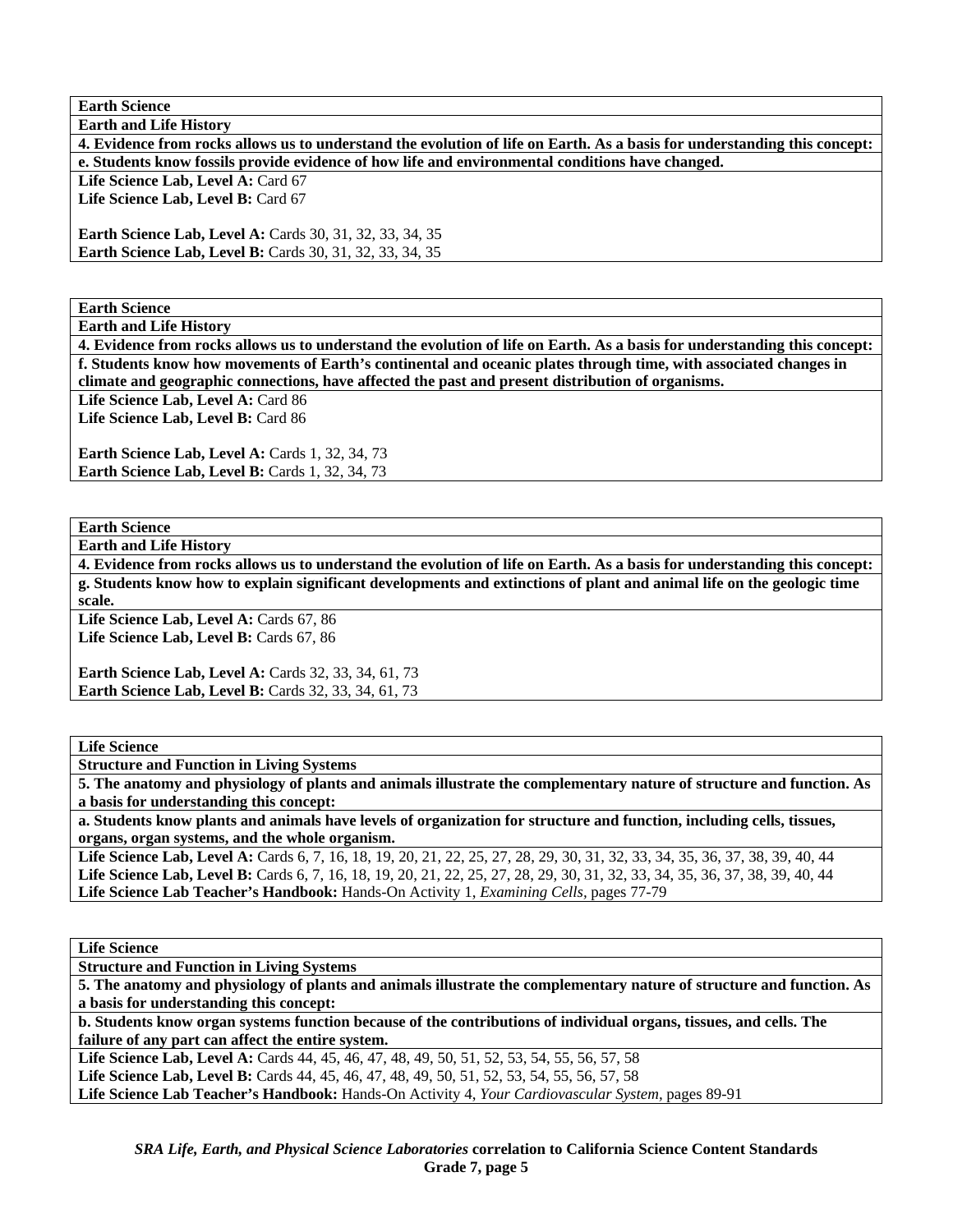**Earth Science**

**Earth and Life History**

**4. Evidence from rocks allows us to understand the evolution of life on Earth. As a basis for understanding this concept:**

**e. Students know fossils provide evidence of how life and environmental conditions have changed.**

**Life Science Lab, Level A:** Card 67
**Life Science Lab, Level B:** Card 67

**Earth Science Lab, Level A:** Cards 30, 31, 32, 33, 34, 35
**Earth Science Lab, Level B:** Cards 30, 31, 32, 33, 34, 35

---

**Earth Science**

**Earth and Life History**

**4. Evidence from rocks allows us to understand the evolution of life on Earth. As a basis for understanding this concept:**

**f. Students know how movements of Earth's continental and oceanic plates through time, with associated changes in climate and geographic connections, have affected the past and present distribution of organisms.**

**Life Science Lab, Level A:** Card 86
**Life Science Lab, Level B:** Card 86

**Earth Science Lab, Level A:** Cards 1, 32, 34, 73
**Earth Science Lab, Level B:** Cards 1, 32, 34, 73

---

**Earth Science**

**Earth and Life History**

**4. Evidence from rocks allows us to understand the evolution of life on Earth. As a basis for understanding this concept:**

**g. Students know how to explain significant developments and extinctions of plant and animal life on the geologic time scale.**

**Life Science Lab, Level A:** Cards 67, 86
**Life Science Lab, Level B:** Cards 67, 86

**Earth Science Lab, Level A:** Cards 32, 33, 34, 61, 73
**Earth Science Lab, Level B:** Cards 32, 33, 34, 61, 73

---

**Life Science**

**Structure and Function in Living Systems**

**5. The anatomy and physiology of plants and animals illustrate the complementary nature of structure and function. As a basis for understanding this concept:**

**a. Students know plants and animals have levels of organization for structure and function, including cells, tissues, organs, organ systems, and the whole organism.**

**Life Science Lab, Level A:** Cards 6, 7, 16, 18, 19, 20, 21, 22, 25, 27, 28, 29, 30, 31, 32, 33, 34, 35, 36, 37, 38, 39, 40, 44
**Life Science Lab, Level B:** Cards 6, 7, 16, 18, 19, 20, 21, 22, 25, 27, 28, 29, 30, 31, 32, 33, 34, 35, 36, 37, 38, 39, 40, 44
**Life Science Lab Teacher's Handbook:** Hands-On Activity 1, *Examining Cells*, pages 77-79

---

**Life Science**

**Structure and Function in Living Systems**

**5. The anatomy and physiology of plants and animals illustrate the complementary nature of structure and function. As a basis for understanding this concept:**

**b. Students know organ systems function because of the contributions of individual organs, tissues, and cells. The failure of any part can affect the entire system.**

**Life Science Lab, Level A:** Cards 44, 45, 46, 47, 48, 49, 50, 51, 52, 53, 54, 55, 56, 57, 58
**Life Science Lab, Level B:** Cards 44, 45, 46, 47, 48, 49, 50, 51, 52, 53, 54, 55, 56, 57, 58
**Life Science Lab Teacher's Handbook:** Hands-On Activity 4, *Your Cardiovascular System,* pages 89-91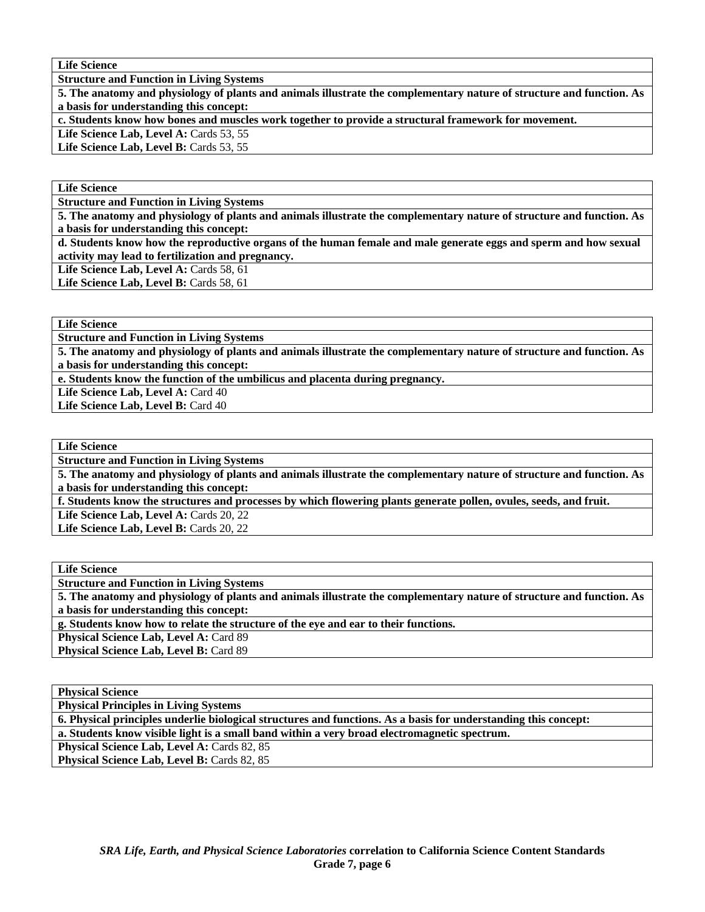| Life Science |
| --- |
| **Structure and Function in Living Systems** |
| **5. The anatomy and physiology of plants and animals illustrate the complementary nature of structure and function. As a basis for understanding this concept:** |
| **c. Students know how bones and muscles work together to provide a structural framework for movement.** |
| **Life Science Lab, Level A:** Cards 53, 55<br>**Life Science Lab, Level B:** Cards 53, 55 |

| Life Science |
| --- |
| **Structure and Function in Living Systems** |
| **5. The anatomy and physiology of plants and animals illustrate the complementary nature of structure and function. As a basis for understanding this concept:** |
| **d. Students know how the reproductive organs of the human female and male generate eggs and sperm and how sexual activity may lead to fertilization and pregnancy.** |
| **Life Science Lab, Level A:** Cards 58, 61<br>**Life Science Lab, Level B:** Cards 58, 61 |

| Life Science |
| --- |
| **Structure and Function in Living Systems** |
| **5. The anatomy and physiology of plants and animals illustrate the complementary nature of structure and function. As a basis for understanding this concept:** |
| **e. Students know the function of the umbilicus and placenta during pregnancy.** |
| **Life Science Lab, Level A:** Card 40<br>**Life Science Lab, Level B:** Card 40 |

| Life Science |
| --- |
| **Structure and Function in Living Systems** |
| **5. The anatomy and physiology of plants and animals illustrate the complementary nature of structure and function. As a basis for understanding this concept:** |
| **f. Students know the structures and processes by which flowering plants generate pollen, ovules, seeds, and fruit.** |
| **Life Science Lab, Level A:** Cards 20, 22<br>**Life Science Lab, Level B:** Cards 20, 22 |

| Life Science |
| --- |
| **Structure and Function in Living Systems** |
| **5. The anatomy and physiology of plants and animals illustrate the complementary nature of structure and function. As a basis for understanding this concept:** |
| **g. Students know how to relate the structure of the eye and ear to their functions.** |
| **Physical Science Lab, Level A:** Card 89<br>**Physical Science Lab, Level B:** Card 89 |

| Physical Science |
| --- |
| **Physical Principles in Living Systems** |
| **6. Physical principles underlie biological structures and functions. As a basis for understanding this concept:** |
| **a. Students know visible light is a small band within a very broad electromagnetic spectrum.** |
| **Physical Science Lab, Level A:** Cards 82, 85<br>**Physical Science Lab, Level B:** Cards 82, 85 |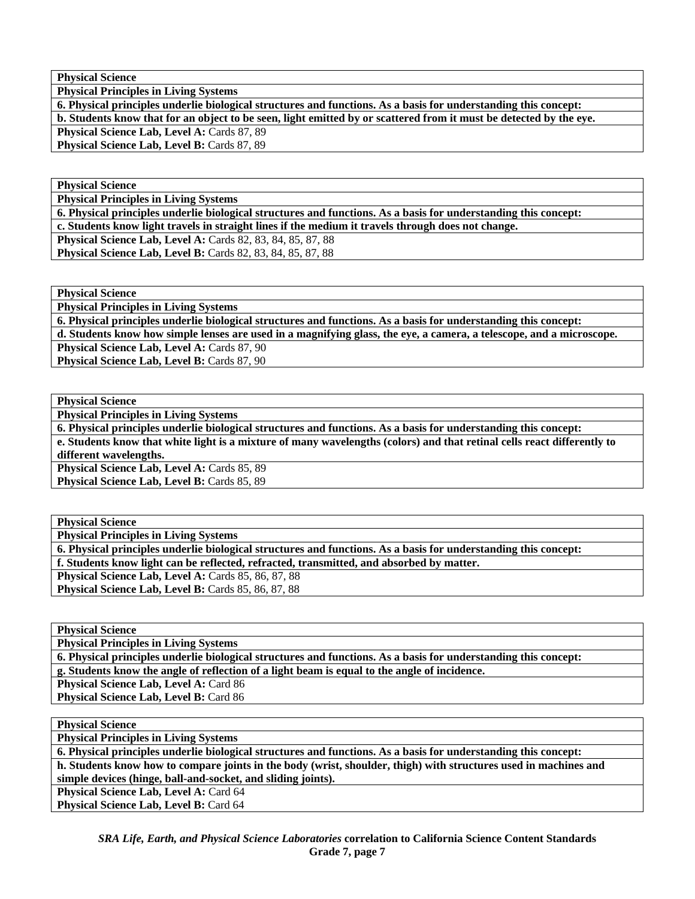| **Physical Science** |
|---|
| **Physical Principles in Living Systems** |
| **6. Physical principles underlie biological structures and functions. As a basis for understanding this concept:** |
| **b. Students know that for an object to be seen, light emitted by or scattered from it must be detected by the eye.** |
| **Physical Science Lab, Level A:** Cards 87, 89 |
| **Physical Science Lab, Level B:** Cards 87, 89 |

| **Physical Science** |
|---|
| **Physical Principles in Living Systems** |
| **6. Physical principles underlie biological structures and functions. As a basis for understanding this concept:** |
| **c. Students know light travels in straight lines if the medium it travels through does not change.** |
| **Physical Science Lab, Level A:** Cards 82, 83, 84, 85, 87, 88 |
| **Physical Science Lab, Level B:** Cards 82, 83, 84, 85, 87, 88 |

| **Physical Science** |
|---|
| **Physical Principles in Living Systems** |
| **6. Physical principles underlie biological structures and functions. As a basis for understanding this concept:** |
| **d. Students know how simple lenses are used in a magnifying glass, the eye, a camera, a telescope, and a microscope.** |
| **Physical Science Lab, Level A:** Cards 87, 90 |
| **Physical Science Lab, Level B:** Cards 87, 90 |

| **Physical Science** |
|---|
| **Physical Principles in Living Systems** |
| **6. Physical principles underlie biological structures and functions. As a basis for understanding this concept:** |
| **e. Students know that white light is a mixture of many wavelengths (colors) and that retinal cells react differently to different wavelengths.** |
| **Physical Science Lab, Level A:** Cards 85, 89 |
| **Physical Science Lab, Level B:** Cards 85, 89 |

| **Physical Science** |
|---|
| **Physical Principles in Living Systems** |
| **6. Physical principles underlie biological structures and functions. As a basis for understanding this concept:** |
| **f. Students know light can be reflected, refracted, transmitted, and absorbed by matter.** |
| **Physical Science Lab, Level A:** Cards 85, 86, 87, 88 |
| **Physical Science Lab, Level B:** Cards 85, 86, 87, 88 |

| **Physical Science** |
|---|
| **Physical Principles in Living Systems** |
| **6. Physical principles underlie biological structures and functions. As a basis for understanding this concept:** |
| **g. Students know the angle of reflection of a light beam is equal to the angle of incidence.** |
| **Physical Science Lab, Level A:** Card 86 |
| **Physical Science Lab, Level B:** Card 86 |

| **Physical Science** |
|---|
| **Physical Principles in Living Systems** |
| **6. Physical principles underlie biological structures and functions. As a basis for understanding this concept:** |
| **h. Students know how to compare joints in the body (wrist, shoulder, thigh) with structures used in machines and simple devices (hinge, ball-and-socket, and sliding joints).** |
| **Physical Science Lab, Level A:** Card 64 |
| **Physical Science Lab, Level B:** Card 64 |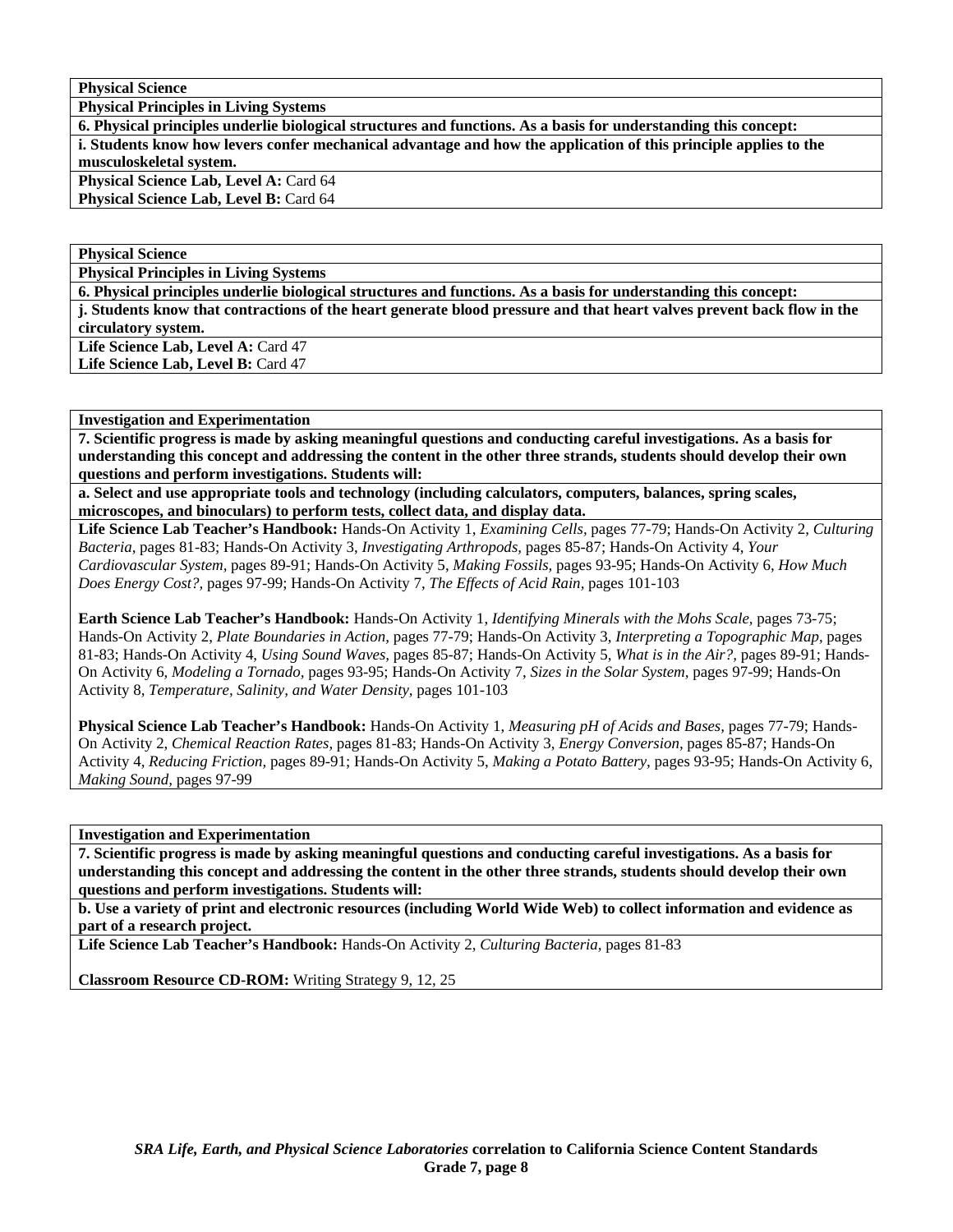**Physical Science**

**Physical Principles in Living Systems**

**6. Physical principles underlie biological structures and functions. As a basis for understanding this concept:**

**i. Students know how levers confer mechanical advantage and how the application of this principle applies to the musculoskeletal system.**

**Physical Science Lab, Level A:** Card 64

**Physical Science Lab, Level B:** Card 64

**Physical Science**

**Physical Principles in Living Systems**

**6. Physical principles underlie biological structures and functions. As a basis for understanding this concept:**

**j. Students know that contractions of the heart generate blood pressure and that heart valves prevent back flow in the circulatory system.**

**Life Science Lab, Level A:** Card 47

**Life Science Lab, Level B:** Card 47

**Investigation and Experimentation**

**7. Scientific progress is made by asking meaningful questions and conducting careful investigations. As a basis for understanding this concept and addressing the content in the other three strands, students should develop their own questions and perform investigations. Students will:**

**a. Select and use appropriate tools and technology (including calculators, computers, balances, spring scales, microscopes, and binoculars) to perform tests, collect data, and display data.**

**Life Science Lab Teacher's Handbook:** Hands-On Activity 1, *Examining Cells,* pages 77-79; Hands-On Activity 2, *Culturing Bacteria,* pages 81-83; Hands-On Activity 3, *Investigating Arthropods,* pages 85-87; Hands-On Activity 4, *Your Cardiovascular System,* pages 89-91; Hands-On Activity 5, *Making Fossils,* pages 93-95; Hands-On Activity 6, *How Much Does Energy Cost?,* pages 97-99; Hands-On Activity 7, *The Effects of Acid Rain,* pages 101-103

**Earth Science Lab Teacher's Handbook:** Hands-On Activity 1, *Identifying Minerals with the Mohs Scale,* pages 73-75; Hands-On Activity 2, *Plate Boundaries in Action,* pages 77-79; Hands-On Activity 3, *Interpreting a Topographic Map,* pages 81-83; Hands-On Activity 4, *Using Sound Waves,* pages 85-87; Hands-On Activity 5, *What is in the Air?,* pages 89-91; Hands-On Activity 6, *Modeling a Tornado,* pages 93-95; Hands-On Activity 7, *Sizes in the Solar System,* pages 97-99; Hands-On Activity 8, *Temperature, Salinity, and Water Density,* pages 101-103

**Physical Science Lab Teacher's Handbook:** Hands-On Activity 1, *Measuring pH of Acids and Bases,* pages 77-79; Hands-On Activity 2, *Chemical Reaction Rates,* pages 81-83; Hands-On Activity 3, *Energy Conversion,* pages 85-87; Hands-On Activity 4, *Reducing Friction,* pages 89-91; Hands-On Activity 5, *Making a Potato Battery,* pages 93-95; Hands-On Activity 6, *Making Sound,* pages 97-99

**Investigation and Experimentation**

**7. Scientific progress is made by asking meaningful questions and conducting careful investigations. As a basis for understanding this concept and addressing the content in the other three strands, students should develop their own questions and perform investigations. Students will:**

**b. Use a variety of print and electronic resources (including World Wide Web) to collect information and evidence as part of a research project.**

**Life Science Lab Teacher's Handbook:** Hands-On Activity 2, *Culturing Bacteria,* pages 81-83

**Classroom Resource CD-ROM:** Writing Strategy 9, 12, 25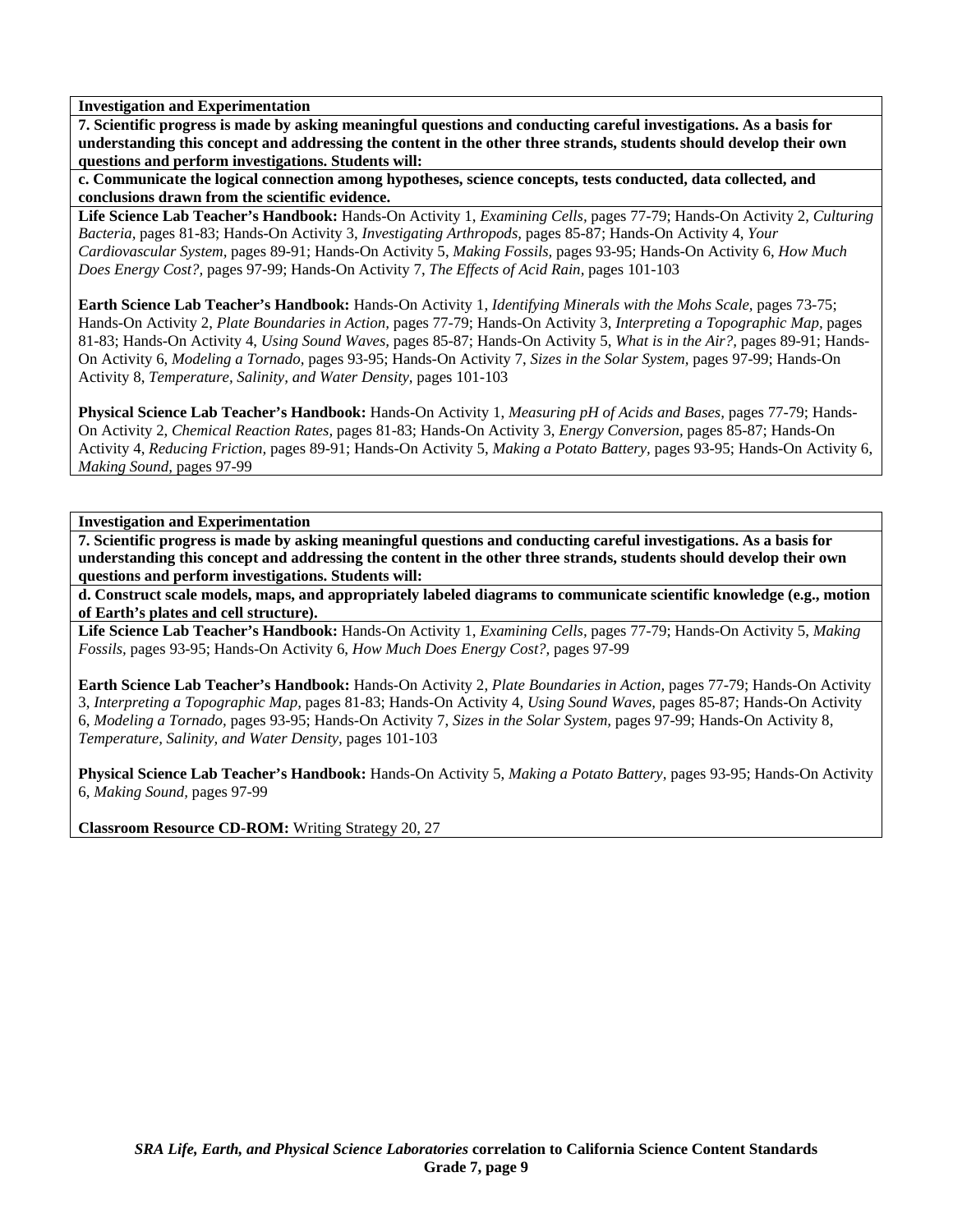**Investigation and Experimentation**

**7. Scientific progress is made by asking meaningful questions and conducting careful investigations. As a basis for understanding this concept and addressing the content in the other three strands, students should develop their own questions and perform investigations. Students will:**

**c. Communicate the logical connection among hypotheses, science concepts, tests conducted, data collected, and conclusions drawn from the scientific evidence.**

**Life Science Lab Teacher's Handbook:** Hands-On Activity 1, *Examining Cells,* pages 77-79; Hands-On Activity 2, *Culturing Bacteria,* pages 81-83; Hands-On Activity 3, *Investigating Arthropods,* pages 85-87; Hands-On Activity 4, *Your Cardiovascular System,* pages 89-91; Hands-On Activity 5, *Making Fossils,* pages 93-95; Hands-On Activity 6, *How Much Does Energy Cost?,* pages 97-99; Hands-On Activity 7, *The Effects of Acid Rain,* pages 101-103

**Earth Science Lab Teacher's Handbook:** Hands-On Activity 1, *Identifying Minerals with the Mohs Scale,* pages 73-75; Hands-On Activity 2, *Plate Boundaries in Action,* pages 77-79; Hands-On Activity 3, *Interpreting a Topographic Map,* pages 81-83; Hands-On Activity 4, *Using Sound Waves,* pages 85-87; Hands-On Activity 5, *What is in the Air?,* pages 89-91; Hands-On Activity 6, *Modeling a Tornado,* pages 93-95; Hands-On Activity 7, *Sizes in the Solar System,* pages 97-99; Hands-On Activity 8, *Temperature, Salinity, and Water Density,* pages 101-103

**Physical Science Lab Teacher's Handbook:** Hands-On Activity 1, *Measuring pH of Acids and Bases,* pages 77-79; Hands-On Activity 2, *Chemical Reaction Rates,* pages 81-83; Hands-On Activity 3, *Energy Conversion,* pages 85-87; Hands-On Activity 4, *Reducing Friction,* pages 89-91; Hands-On Activity 5, *Making a Potato Battery,* pages 93-95; Hands-On Activity 6, *Making Sound,* pages 97-99

**Investigation and Experimentation**

**7. Scientific progress is made by asking meaningful questions and conducting careful investigations. As a basis for understanding this concept and addressing the content in the other three strands, students should develop their own questions and perform investigations. Students will:**

**d. Construct scale models, maps, and appropriately labeled diagrams to communicate scientific knowledge (e.g., motion of Earth's plates and cell structure).**

**Life Science Lab Teacher's Handbook:** Hands-On Activity 1, *Examining Cells,* pages 77-79; Hands-On Activity 5, *Making Fossils,* pages 93-95; Hands-On Activity 6, *How Much Does Energy Cost?,* pages 97-99

**Earth Science Lab Teacher's Handbook:** Hands-On Activity 2, *Plate Boundaries in Action,* pages 77-79; Hands-On Activity 3, *Interpreting a Topographic Map,* pages 81-83; Hands-On Activity 4, *Using Sound Waves,* pages 85-87; Hands-On Activity 6, *Modeling a Tornado,* pages 93-95; Hands-On Activity 7, *Sizes in the Solar System,* pages 97-99; Hands-On Activity 8, *Temperature, Salinity, and Water Density,* pages 101-103

**Physical Science Lab Teacher's Handbook:** Hands-On Activity 5, *Making a Potato Battery,* pages 93-95; Hands-On Activity 6, *Making Sound,* pages 97-99

**Classroom Resource CD-ROM:** Writing Strategy 20, 27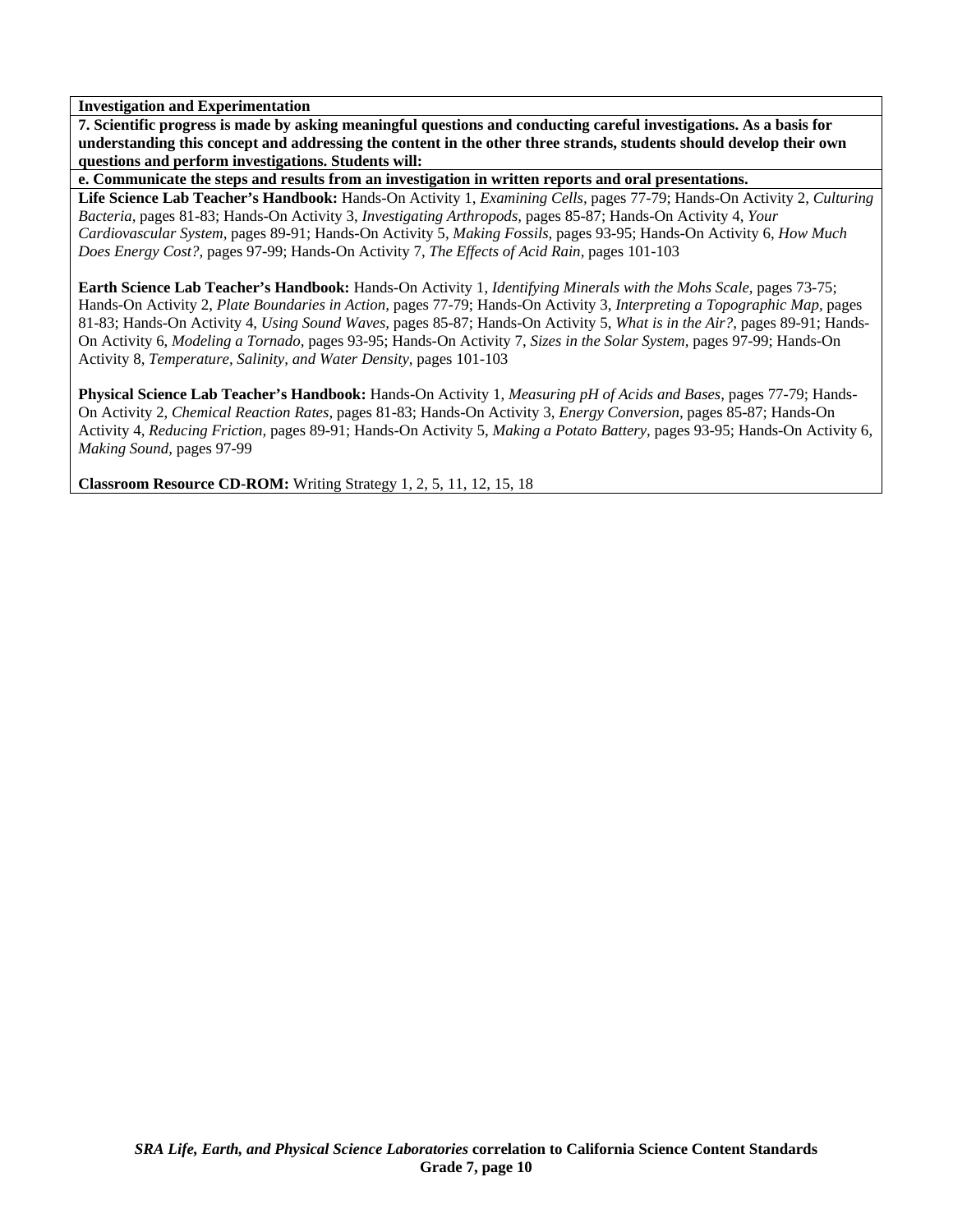**Investigation and Experimentation**

**7. Scientific progress is made by asking meaningful questions and conducting careful investigations. As a basis for understanding this concept and addressing the content in the other three strands, students should develop their own questions and perform investigations. Students will:**

**e. Communicate the steps and results from an investigation in written reports and oral presentations.**

**Life Science Lab Teacher's Handbook:** Hands-On Activity 1, *Examining Cells,* pages 77-79; Hands-On Activity 2, *Culturing Bacteria,* pages 81-83; Hands-On Activity 3, *Investigating Arthropods,* pages 85-87; Hands-On Activity 4, *Your Cardiovascular System,* pages 89-91; Hands-On Activity 5, *Making Fossils,* pages 93-95; Hands-On Activity 6, *How Much Does Energy Cost?,* pages 97-99; Hands-On Activity 7, *The Effects of Acid Rain,* pages 101-103

**Earth Science Lab Teacher's Handbook:** Hands-On Activity 1, *Identifying Minerals with the Mohs Scale*, pages 73-75; Hands-On Activity 2, *Plate Boundaries in Action,* pages 77-79; Hands-On Activity 3, *Interpreting a Topographic Map*, pages 81-83; Hands-On Activity 4, *Using Sound Waves,* pages 85-87; Hands-On Activity 5, *What is in the Air?*, pages 89-91; Hands-On Activity 6, *Modeling a Tornado,* pages 93-95; Hands-On Activity 7, *Sizes in the Solar System,* pages 97-99; Hands-On Activity 8, *Temperature, Salinity, and Water Density*, pages 101-103

**Physical Science Lab Teacher's Handbook:** Hands-On Activity 1, *Measuring pH of Acids and Bases,* pages 77-79; Hands-On Activity 2, *Chemical Reaction Rates,* pages 81-83; Hands-On Activity 3, *Energy Conversion,* pages 85-87; Hands-On Activity 4, *Reducing Friction,* pages 89-91; Hands-On Activity 5, *Making a Potato Battery*, pages 93-95; Hands-On Activity 6, *Making Sound,* pages 97-99

**Classroom Resource CD-ROM:** Writing Strategy 1, 2, 5, 11, 12, 15, 18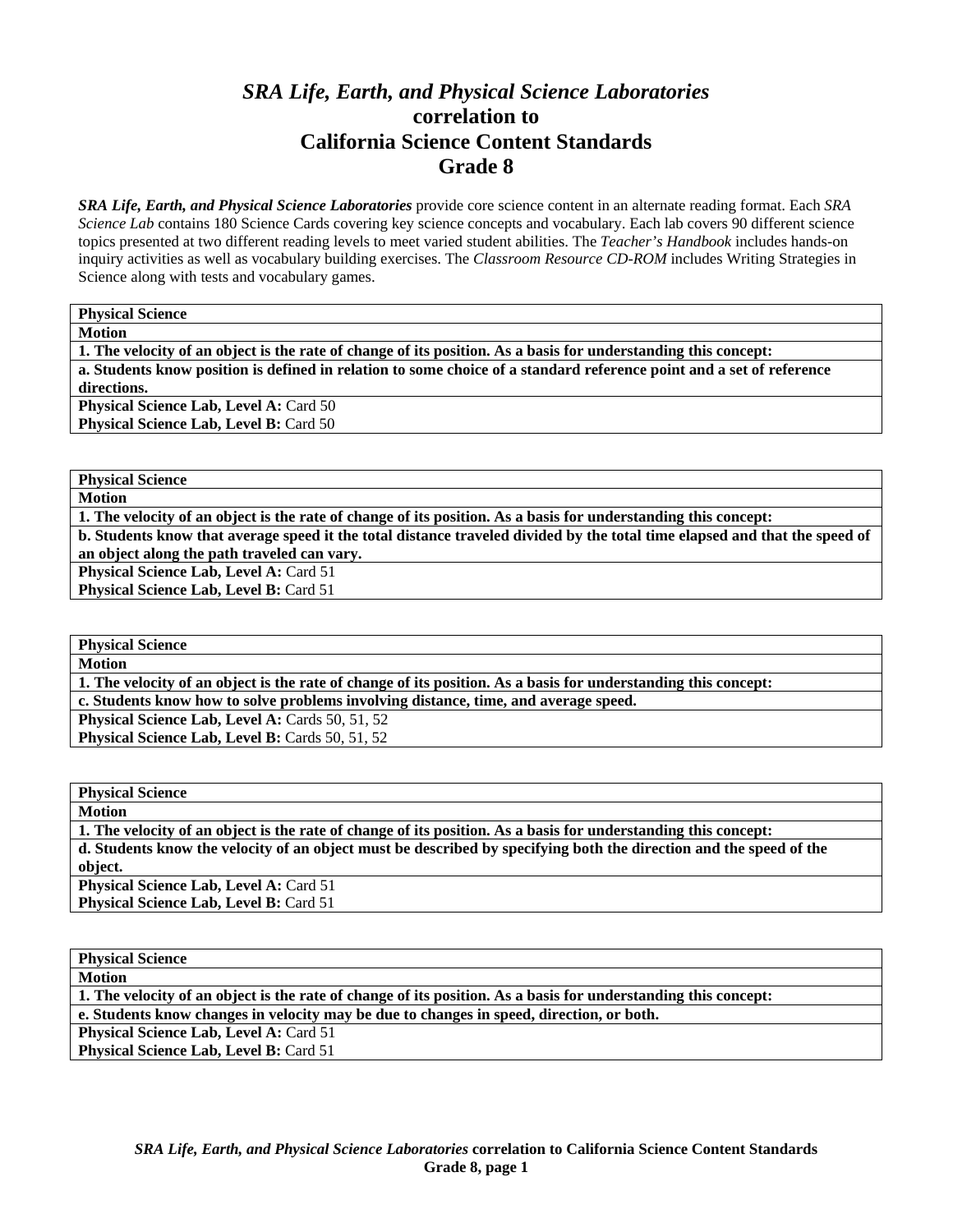# *SRA Life, Earth, and Physical Science Laboratories* correlation to California Science Content Standards Grade 8

***SRA Life, Earth, and Physical Science Laboratories*** provide core science content in an alternate reading format. Each *SRA Science Lab* contains 180 Science Cards covering key science concepts and vocabulary. Each lab covers 90 different science topics presented at two different reading levels to meet varied student abilities. The *Teacher's Handbook* includes hands-on inquiry activities as well as vocabulary building exercises. The *Classroom Resource CD-ROM* includes Writing Strategies in Science along with tests and vocabulary games.

| **Physical Science** |
|---|
| **Motion** |
| **1. The velocity of an object is the rate of change of its position. As a basis for understanding this concept:** |
| **a. Students know position is defined in relation to some choice of a standard reference point and a set of reference directions.** |
| **Physical Science Lab, Level A:** Card 50<br>**Physical Science Lab, Level B:** Card 50 |

| **Physical Science** |
|---|
| **Motion** |
| **1. The velocity of an object is the rate of change of its position. As a basis for understanding this concept:** |
| **b. Students know that average speed it the total distance traveled divided by the total time elapsed and that the speed of an object along the path traveled can vary.** |
| **Physical Science Lab, Level A:** Card 51<br>**Physical Science Lab, Level B:** Card 51 |

| **Physical Science** |
|---|
| **Motion** |
| **1. The velocity of an object is the rate of change of its position. As a basis for understanding this concept:** |
| **c. Students know how to solve problems involving distance, time, and average speed.** |
| **Physical Science Lab, Level A:** Cards 50, 51, 52<br>**Physical Science Lab, Level B:** Cards 50, 51, 52 |

| **Physical Science** |
|---|
| **Motion** |
| **1. The velocity of an object is the rate of change of its position. As a basis for understanding this concept:** |
| **d. Students know the velocity of an object must be described by specifying both the direction and the speed of the object.** |
| **Physical Science Lab, Level A:** Card 51<br>**Physical Science Lab, Level B:** Card 51 |

| **Physical Science** |
|---|
| **Motion** |
| **1. The velocity of an object is the rate of change of its position. As a basis for understanding this concept:** |
| **e. Students know changes in velocity may be due to changes in speed, direction, or both.** |
| **Physical Science Lab, Level A:** Card 51<br>**Physical Science Lab, Level B:** Card 51 |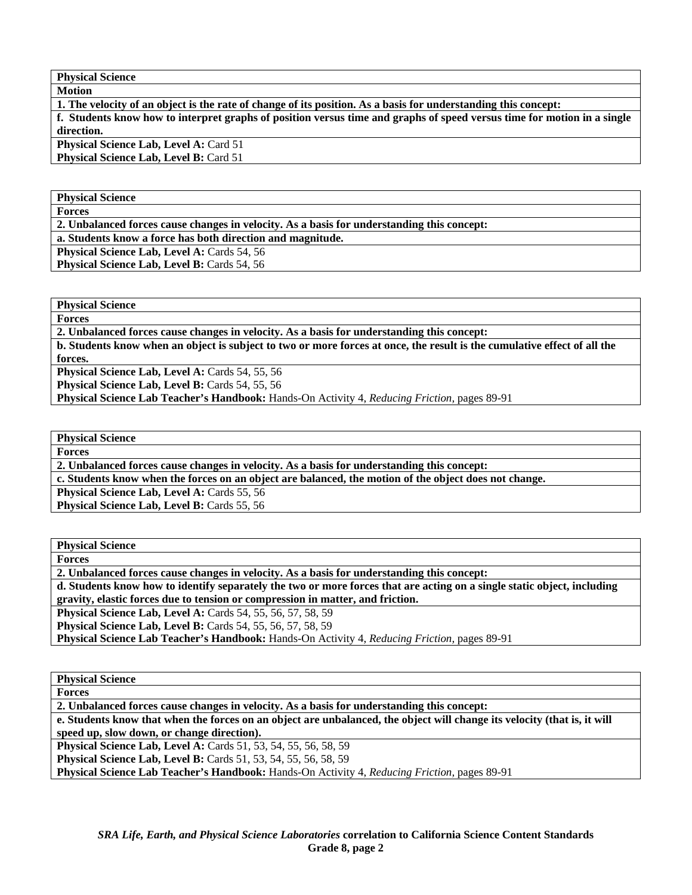| **Physical Science** |
|---|
| **Motion** |
| **1. The velocity of an object is the rate of change of its position. As a basis for understanding this concept:** |
| **f. Students know how to interpret graphs of position versus time and graphs of speed versus time for motion in a single direction.** |
| **Physical Science Lab, Level A:** Card 51<br>**Physical Science Lab, Level B:** Card 51 |

| **Physical Science** |
|---|
| **Forces** |
| **2. Unbalanced forces cause changes in velocity. As a basis for understanding this concept:** |
| **a. Students know a force has both direction and magnitude.** |
| **Physical Science Lab, Level A:** Cards 54, 56<br>**Physical Science Lab, Level B:** Cards 54, 56 |

| **Physical Science** |
|---|
| **Forces** |
| **2. Unbalanced forces cause changes in velocity. As a basis for understanding this concept:** |
| **b. Students know when an object is subject to two or more forces at once, the result is the cumulative effect of all the forces.** |
| **Physical Science Lab, Level A:** Cards 54, 55, 56<br>**Physical Science Lab, Level B:** Cards 54, 55, 56<br>**Physical Science Lab Teacher's Handbook:** Hands-On Activity 4, *Reducing Friction,* pages 89-91 |

| **Physical Science** |
|---|
| **Forces** |
| **2. Unbalanced forces cause changes in velocity. As a basis for understanding this concept:** |
| **c. Students know when the forces on an object are balanced, the motion of the object does not change.** |
| **Physical Science Lab, Level A:** Cards 55, 56<br>**Physical Science Lab, Level B:** Cards 55, 56 |

| **Physical Science** |
|---|
| **Forces** |
| **2. Unbalanced forces cause changes in velocity. As a basis for understanding this concept:** |
| **d. Students know how to identify separately the two or more forces that are acting on a single static object, including gravity, elastic forces due to tension or compression in matter, and friction.** |
| **Physical Science Lab, Level A:** Cards 54, 55, 56, 57, 58, 59<br>**Physical Science Lab, Level B:** Cards 54, 55, 56, 57, 58, 59<br>**Physical Science Lab Teacher's Handbook:** Hands-On Activity 4, *Reducing Friction,* pages 89-91 |

| **Physical Science** |
|---|
| **Forces** |
| **2. Unbalanced forces cause changes in velocity. As a basis for understanding this concept:** |
| **e. Students know that when the forces on an object are unbalanced, the object will change its velocity (that is, it will speed up, slow down, or change direction).** |
| **Physical Science Lab, Level A:** Cards 51, 53, 54, 55, 56, 58, 59<br>**Physical Science Lab, Level B:** Cards 51, 53, 54, 55, 56, 58, 59<br>**Physical Science Lab Teacher's Handbook:** Hands-On Activity 4, *Reducing Friction,* pages 89-91 |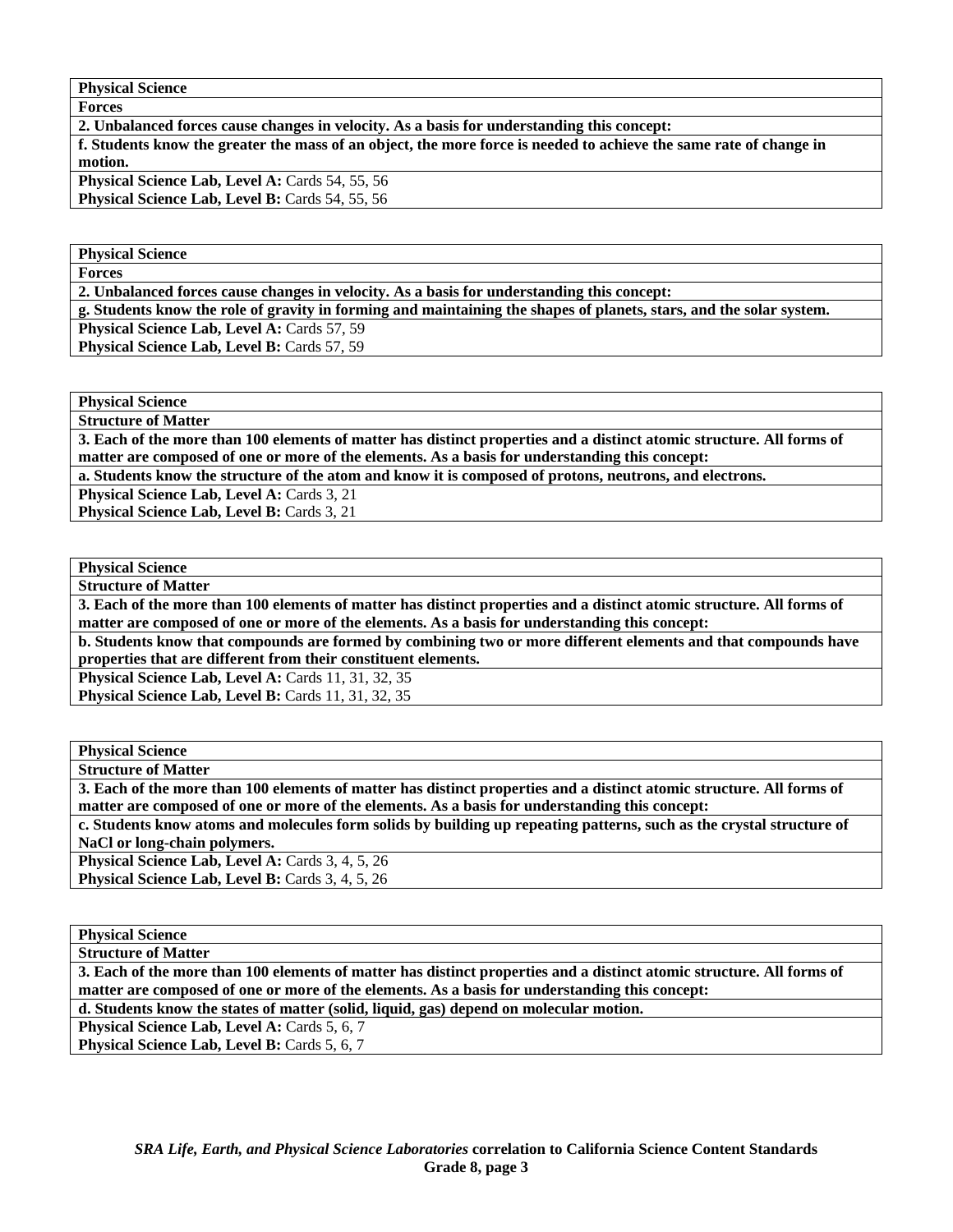| **Physical Science** |
| --- |
| **Forces** |
| **2. Unbalanced forces cause changes in velocity. As a basis for understanding this concept:** |
| **f. Students know the greater the mass of an object, the more force is needed to achieve the same rate of change in motion.** |
| **Physical Science Lab, Level A:** Cards 54, 55, 56<br>**Physical Science Lab, Level B:** Cards 54, 55, 56 |

| **Physical Science** |
| --- |
| **Forces** |
| **2. Unbalanced forces cause changes in velocity. As a basis for understanding this concept:** |
| **g. Students know the role of gravity in forming and maintaining the shapes of planets, stars, and the solar system.** |
| **Physical Science Lab, Level A:** Cards 57, 59<br>**Physical Science Lab, Level B:** Cards 57, 59 |

| **Physical Science** |
| --- |
| **Structure of Matter** |
| **3. Each of the more than 100 elements of matter has distinct properties and a distinct atomic structure. All forms of matter are composed of one or more of the elements. As a basis for understanding this concept:** |
| **a. Students know the structure of the atom and know it is composed of protons, neutrons, and electrons.** |
| **Physical Science Lab, Level A:** Cards 3, 21<br>**Physical Science Lab, Level B:** Cards 3, 21 |

| **Physical Science** |
| --- |
| **Structure of Matter** |
| **3. Each of the more than 100 elements of matter has distinct properties and a distinct atomic structure. All forms of matter are composed of one or more of the elements. As a basis for understanding this concept:** |
| **b. Students know that compounds are formed by combining two or more different elements and that compounds have properties that are different from their constituent elements.** |
| **Physical Science Lab, Level A:** Cards 11, 31, 32, 35<br>**Physical Science Lab, Level B:** Cards 11, 31, 32, 35 |

| **Physical Science** |
| --- |
| **Structure of Matter** |
| **3. Each of the more than 100 elements of matter has distinct properties and a distinct atomic structure. All forms of matter are composed of one or more of the elements. As a basis for understanding this concept:** |
| **c. Students know atoms and molecules form solids by building up repeating patterns, such as the crystal structure of NaCl or long-chain polymers.** |
| **Physical Science Lab, Level A:** Cards 3, 4, 5, 26<br>**Physical Science Lab, Level B:** Cards 3, 4, 5, 26 |

| **Physical Science** |
| --- |
| **Structure of Matter** |
| **3. Each of the more than 100 elements of matter has distinct properties and a distinct atomic structure. All forms of matter are composed of one or more of the elements. As a basis for understanding this concept:** |
| **d. Students know the states of matter (solid, liquid, gas) depend on molecular motion.** |
| **Physical Science Lab, Level A:** Cards 5, 6, 7<br>**Physical Science Lab, Level B:** Cards 5, 6, 7 |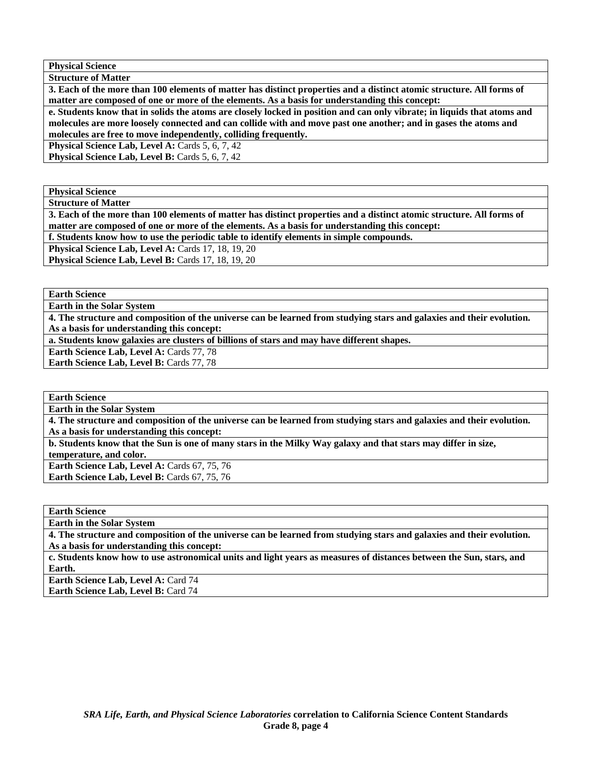| **Physical Science** |
|---|
| **Structure of Matter** |
| **3. Each of the more than 100 elements of matter has distinct properties and a distinct atomic structure. All forms of matter are composed of one or more of the elements. As a basis for understanding this concept:** |
| **e. Students know that in solids the atoms are closely locked in position and can only vibrate; in liquids that atoms and molecules are more loosely connected and can collide with and move past one another; and in gases the atoms and molecules are free to move independently, colliding frequently.** |
| **Physical Science Lab, Level A:** Cards 5, 6, 7, 42<br>**Physical Science Lab, Level B:** Cards 5, 6, 7, 42 |

| **Physical Science** |
|---|
| **Structure of Matter** |
| **3. Each of the more than 100 elements of matter has distinct properties and a distinct atomic structure. All forms of matter are composed of one or more of the elements. As a basis for understanding this concept:** |
| **f. Students know how to use the periodic table to identify elements in simple compounds.** |
| **Physical Science Lab, Level A:** Cards 17, 18, 19, 20<br>**Physical Science Lab, Level B:** Cards 17, 18, 19, 20 |

| **Earth Science** |
|---|
| **Earth in the Solar System** |
| **4. The structure and composition of the universe can be learned from studying stars and galaxies and their evolution. As a basis for understanding this concept:** |
| **a. Students know galaxies are clusters of billions of stars and may have different shapes.** |
| **Earth Science Lab, Level A:** Cards 77, 78<br>**Earth Science Lab, Level B:** Cards 77, 78 |

| **Earth Science** |
|---|
| **Earth in the Solar System** |
| **4. The structure and composition of the universe can be learned from studying stars and galaxies and their evolution. As a basis for understanding this concept:** |
| **b. Students know that the Sun is one of many stars in the Milky Way galaxy and that stars may differ in size, temperature, and color.** |
| **Earth Science Lab, Level A:** Cards 67, 75, 76<br>**Earth Science Lab, Level B:** Cards 67, 75, 76 |

| **Earth Science** |
|---|
| **Earth in the Solar System** |
| **4. The structure and composition of the universe can be learned from studying stars and galaxies and their evolution. As a basis for understanding this concept:** |
| **c. Students know how to use astronomical units and light years as measures of distances between the Sun, stars, and Earth.** |
| **Earth Science Lab, Level A:** Card 74<br>**Earth Science Lab, Level B:** Card 74 |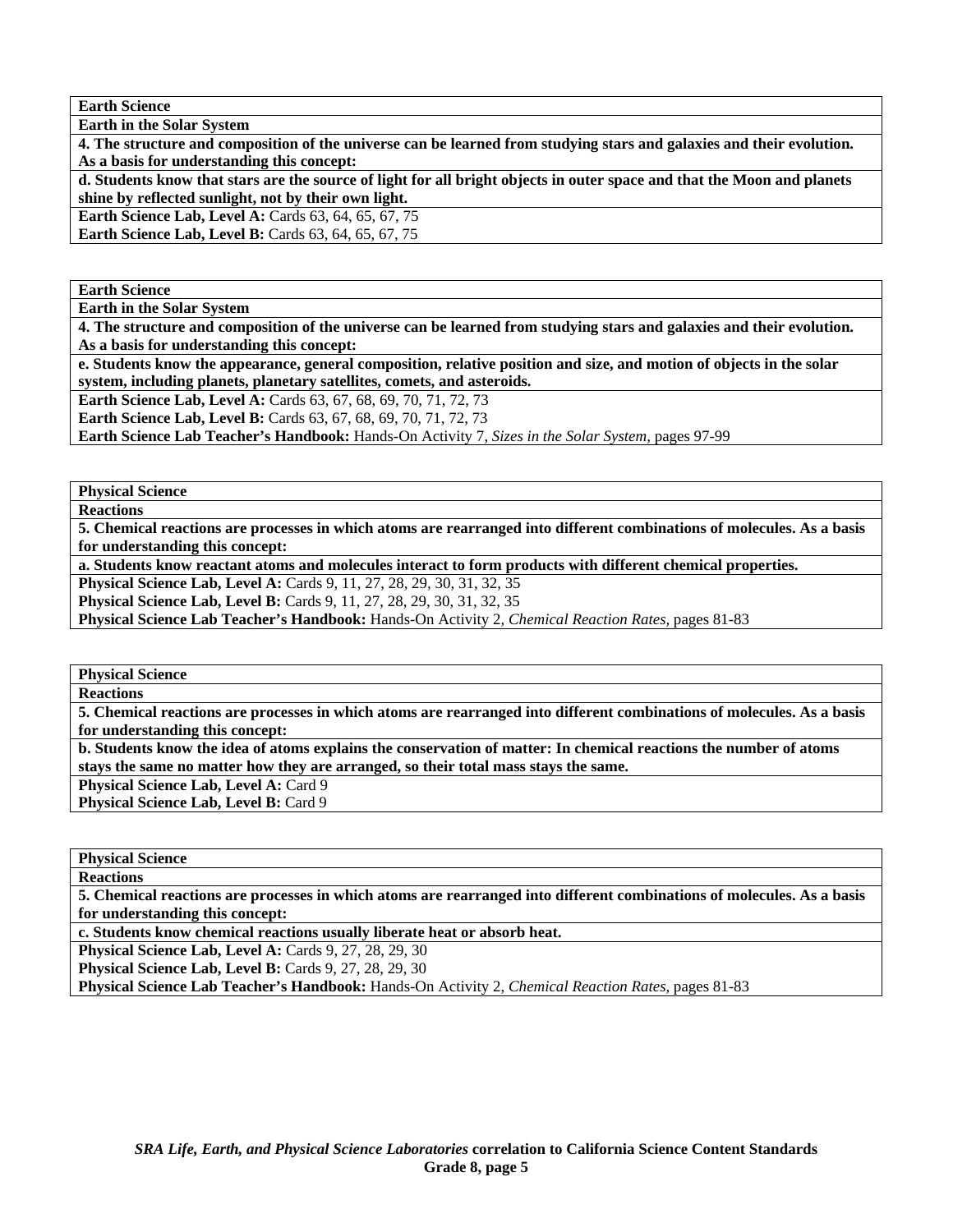| **Earth Science** |
|---|
| **Earth in the Solar System** |
| **4. The structure and composition of the universe can be learned from studying stars and galaxies and their evolution. As a basis for understanding this concept:** |
| **d. Students know that stars are the source of light for all bright objects in outer space and that the Moon and planets shine by reflected sunlight, not by their own light.** |
| **Earth Science Lab, Level A:** Cards 63, 64, 65, 67, 75<br>**Earth Science Lab, Level B:** Cards 63, 64, 65, 67, 75 |

| **Earth Science** |
|---|
| **Earth in the Solar System** |
| **4. The structure and composition of the universe can be learned from studying stars and galaxies and their evolution. As a basis for understanding this concept:** |
| **e. Students know the appearance, general composition, relative position and size, and motion of objects in the solar system, including planets, planetary satellites, comets, and asteroids.** |
| **Earth Science Lab, Level A:** Cards 63, 67, 68, 69, 70, 71, 72, 73<br>**Earth Science Lab, Level B:** Cards 63, 67, 68, 69, 70, 71, 72, 73<br>**Earth Science Lab Teacher's Handbook:** Hands-On Activity 7, *Sizes in the Solar System,* pages 97-99 |

| **Physical Science** |
|---|
| **Reactions** |
| **5. Chemical reactions are processes in which atoms are rearranged into different combinations of molecules. As a basis for understanding this concept:** |
| **a. Students know reactant atoms and molecules interact to form products with different chemical properties.** |
| **Physical Science Lab, Level A:** Cards 9, 11, 27, 28, 29, 30, 31, 32, 35<br>**Physical Science Lab, Level B:** Cards 9, 11, 27, 28, 29, 30, 31, 32, 35<br>**Physical Science Lab Teacher's Handbook:** Hands-On Activity 2, *Chemical Reaction Rates,* pages 81-83 |

| **Physical Science** |
|---|
| **Reactions** |
| **5. Chemical reactions are processes in which atoms are rearranged into different combinations of molecules. As a basis for understanding this concept:** |
| **b. Students know the idea of atoms explains the conservation of matter: In chemical reactions the number of atoms stays the same no matter how they are arranged, so their total mass stays the same.** |
| **Physical Science Lab, Level A:** Card 9<br>**Physical Science Lab, Level B:** Card 9 |

| **Physical Science** |
|---|
| **Reactions** |
| **5. Chemical reactions are processes in which atoms are rearranged into different combinations of molecules. As a basis for understanding this concept:** |
| **c. Students know chemical reactions usually liberate heat or absorb heat.** |
| **Physical Science Lab, Level A:** Cards 9, 27, 28, 29, 30<br>**Physical Science Lab, Level B:** Cards 9, 27, 28, 29, 30<br>**Physical Science Lab Teacher's Handbook:** Hands-On Activity 2, *Chemical Reaction Rates,* pages 81-83 |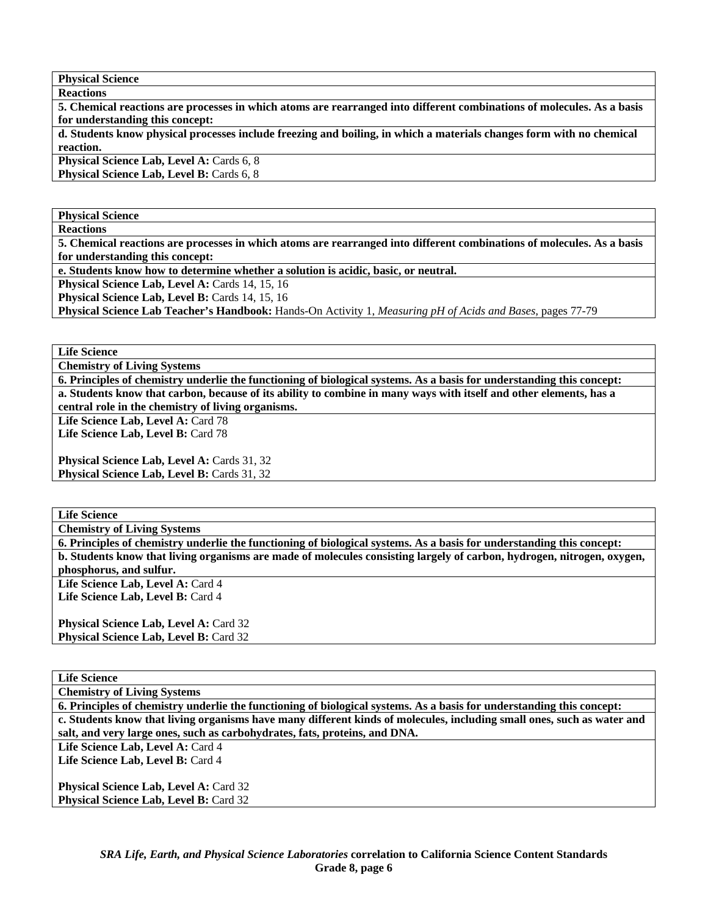**Physical Science**

**Reactions**

**5. Chemical reactions are processes in which atoms are rearranged into different combinations of molecules. As a basis for understanding this concept:**

**d. Students know physical processes include freezing and boiling, in which a materials changes form with no chemical reaction.**

**Physical Science Lab, Level A:** Cards 6, 8
**Physical Science Lab, Level B:** Cards 6, 8

**Physical Science**

**Reactions**

**5. Chemical reactions are processes in which atoms are rearranged into different combinations of molecules. As a basis for understanding this concept:**

**e. Students know how to determine whether a solution is acidic, basic, or neutral.**

**Physical Science Lab, Level A:** Cards 14, 15, 16
**Physical Science Lab, Level B:** Cards 14, 15, 16
**Physical Science Lab Teacher's Handbook:** Hands-On Activity 1, *Measuring pH of Acids and Bases,* pages 77-79

**Life Science**

**Chemistry of Living Systems**

**6. Principles of chemistry underlie the functioning of biological systems. As a basis for understanding this concept:**

**a. Students know that carbon, because of its ability to combine in many ways with itself and other elements, has a central role in the chemistry of living organisms.**

**Life Science Lab, Level A:** Card 78
**Life Science Lab, Level B:** Card 78

**Physical Science Lab, Level A:** Cards 31, 32
**Physical Science Lab, Level B:** Cards 31, 32

**Life Science**

**Chemistry of Living Systems**

**6. Principles of chemistry underlie the functioning of biological systems. As a basis for understanding this concept:**

**b. Students know that living organisms are made of molecules consisting largely of carbon, hydrogen, nitrogen, oxygen, phosphorus, and sulfur.**

**Life Science Lab, Level A:** Card 4
**Life Science Lab, Level B:** Card 4

**Physical Science Lab, Level A:** Card 32
**Physical Science Lab, Level B:** Card 32

**Life Science**

**Chemistry of Living Systems**

**6. Principles of chemistry underlie the functioning of biological systems. As a basis for understanding this concept:**

**c. Students know that living organisms have many different kinds of molecules, including small ones, such as water and salt, and very large ones, such as carbohydrates, fats, proteins, and DNA.**

**Life Science Lab, Level A:** Card 4
**Life Science Lab, Level B:** Card 4

**Physical Science Lab, Level A:** Card 32
**Physical Science Lab, Level B:** Card 32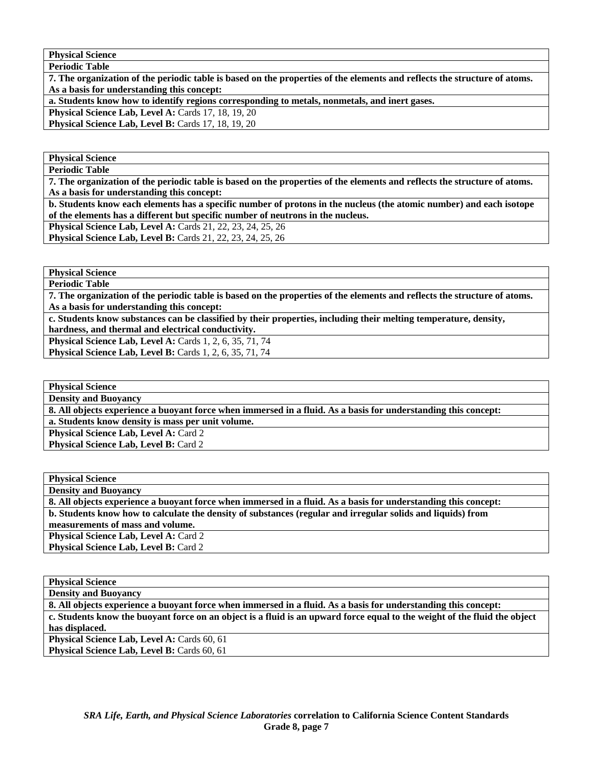| Physical Science |
| --- |
| **Periodic Table** |
| **7. The organization of the periodic table is based on the properties of the elements and reflects the structure of atoms. As a basis for understanding this concept:** |
| **a. Students know how to identify regions corresponding to metals, nonmetals, and inert gases.** |
| **Physical Science Lab, Level A:** Cards 17, 18, 19, 20 |
| **Physical Science Lab, Level B:** Cards 17, 18, 19, 20 |

| Physical Science |
| --- |
| **Periodic Table** |
| **7. The organization of the periodic table is based on the properties of the elements and reflects the structure of atoms. As a basis for understanding this concept:** |
| **b. Students know each elements has a specific number of protons in the nucleus (the atomic number) and each isotope of the elements has a different but specific number of neutrons in the nucleus.** |
| **Physical Science Lab, Level A:** Cards 21, 22, 23, 24, 25, 26 |
| **Physical Science Lab, Level B:** Cards 21, 22, 23, 24, 25, 26 |

| Physical Science |
| --- |
| **Periodic Table** |
| **7. The organization of the periodic table is based on the properties of the elements and reflects the structure of atoms. As a basis for understanding this concept:** |
| **c. Students know substances can be classified by their properties, including their melting temperature, density, hardness, and thermal and electrical conductivity.** |
| **Physical Science Lab, Level A:** Cards 1, 2, 6, 35, 71, 74 |
| **Physical Science Lab, Level B:** Cards 1, 2, 6, 35, 71, 74 |

| Physical Science |
| --- |
| **Density and Buoyancy** |
| **8. All objects experience a buoyant force when immersed in a fluid. As a basis for understanding this concept:** |
| **a. Students know density is mass per unit volume.** |
| **Physical Science Lab, Level A:** Card 2 |
| **Physical Science Lab, Level B:** Card 2 |

| Physical Science |
| --- |
| **Density and Buoyancy** |
| **8. All objects experience a buoyant force when immersed in a fluid. As a basis for understanding this concept:** |
| **b. Students know how to calculate the density of substances (regular and irregular solids and liquids) from measurements of mass and volume.** |
| **Physical Science Lab, Level A:** Card 2 |
| **Physical Science Lab, Level B:** Card 2 |

| Physical Science |
| --- |
| **Density and Buoyancy** |
| **8. All objects experience a buoyant force when immersed in a fluid. As a basis for understanding this concept:** |
| **c. Students know the buoyant force on an object is a fluid is an upward force equal to the weight of the fluid the object has displaced.** |
| **Physical Science Lab, Level A:** Cards 60, 61 |
| **Physical Science Lab, Level B:** Cards 60, 61 |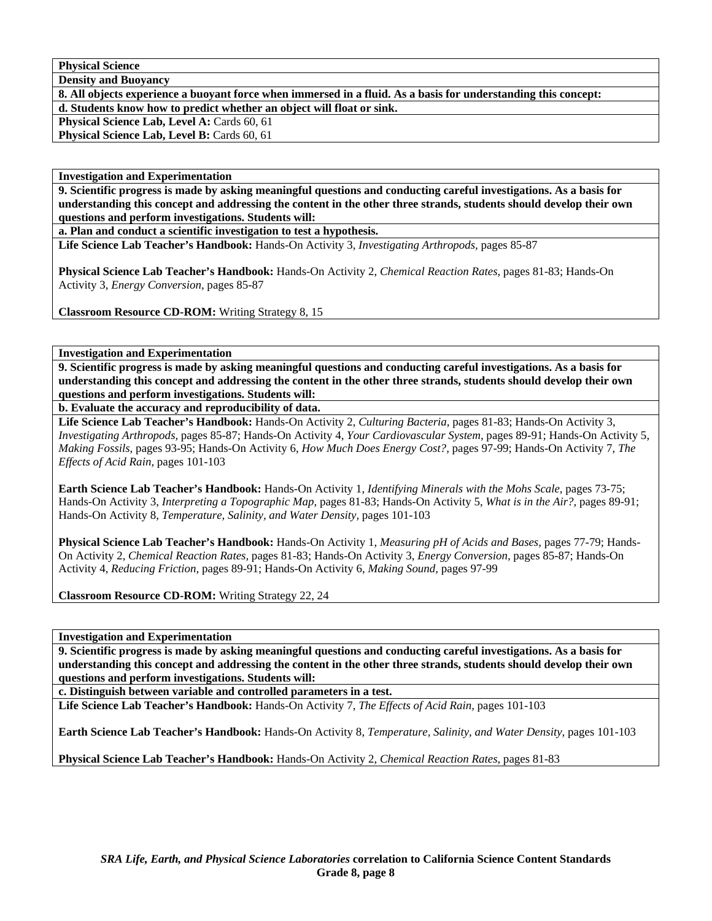**Physical Science**

**Density and Buoyancy**

**8. All objects experience a buoyant force when immersed in a fluid. As a basis for understanding this concept:**

**d. Students know how to predict whether an object will float or sink.**

**Physical Science Lab, Level A:** Cards 60, 61

**Physical Science Lab, Level B:** Cards 60, 61

---

**Investigation and Experimentation**

**9. Scientific progress is made by asking meaningful questions and conducting careful investigations. As a basis for understanding this concept and addressing the content in the other three strands, students should develop their own questions and perform investigations. Students will:**

**a. Plan and conduct a scientific investigation to test a hypothesis.**

**Life Science Lab Teacher's Handbook:** Hands-On Activity 3, *Investigating Arthropods,* pages 85-87

**Physical Science Lab Teacher's Handbook:** Hands-On Activity 2, *Chemical Reaction Rates,* pages 81-83; Hands-On Activity 3, *Energy Conversion,* pages 85-87

**Classroom Resource CD-ROM:** Writing Strategy 8, 15

---

**Investigation and Experimentation**

**9. Scientific progress is made by asking meaningful questions and conducting careful investigations. As a basis for understanding this concept and addressing the content in the other three strands, students should develop their own questions and perform investigations. Students will:**

**b. Evaluate the accuracy and reproducibility of data.**

**Life Science Lab Teacher's Handbook:** Hands-On Activity 2, *Culturing Bacteria,* pages 81-83; Hands-On Activity 3, *Investigating Arthropods,* pages 85-87; Hands-On Activity 4, *Your Cardiovascular System,* pages 89-91; Hands-On Activity 5, *Making Fossils,* pages 93-95; Hands-On Activity 6, *How Much Does Energy Cost?,* pages 97-99; Hands-On Activity 7, *The Effects of Acid Rain,* pages 101-103

**Earth Science Lab Teacher's Handbook:** Hands-On Activity 1, *Identifying Minerals with the Mohs Scale,* pages 73-75; Hands-On Activity 3, *Interpreting a Topographic Map,* pages 81-83; Hands-On Activity 5, *What is in the Air?,* pages 89-91; Hands-On Activity 8, *Temperature, Salinity, and Water Density,* pages 101-103

**Physical Science Lab Teacher's Handbook:** Hands-On Activity 1, *Measuring pH of Acids and Bases,* pages 77-79; Hands-On Activity 2, *Chemical Reaction Rates,* pages 81-83; Hands-On Activity 3, *Energy Conversion,* pages 85-87; Hands-On Activity 4, *Reducing Friction,* pages 89-91; Hands-On Activity 6, *Making Sound,* pages 97-99

**Classroom Resource CD-ROM:** Writing Strategy 22, 24

---

**Investigation and Experimentation**

**9. Scientific progress is made by asking meaningful questions and conducting careful investigations. As a basis for understanding this concept and addressing the content in the other three strands, students should develop their own questions and perform investigations. Students will:**

**c. Distinguish between variable and controlled parameters in a test.**

**Life Science Lab Teacher's Handbook:** Hands-On Activity 7, *The Effects of Acid Rain,* pages 101-103

**Earth Science Lab Teacher's Handbook:** Hands-On Activity 8, *Temperature, Salinity, and Water Density,* pages 101-103

**Physical Science Lab Teacher's Handbook:** Hands-On Activity 2, *Chemical Reaction Rates,* pages 81-83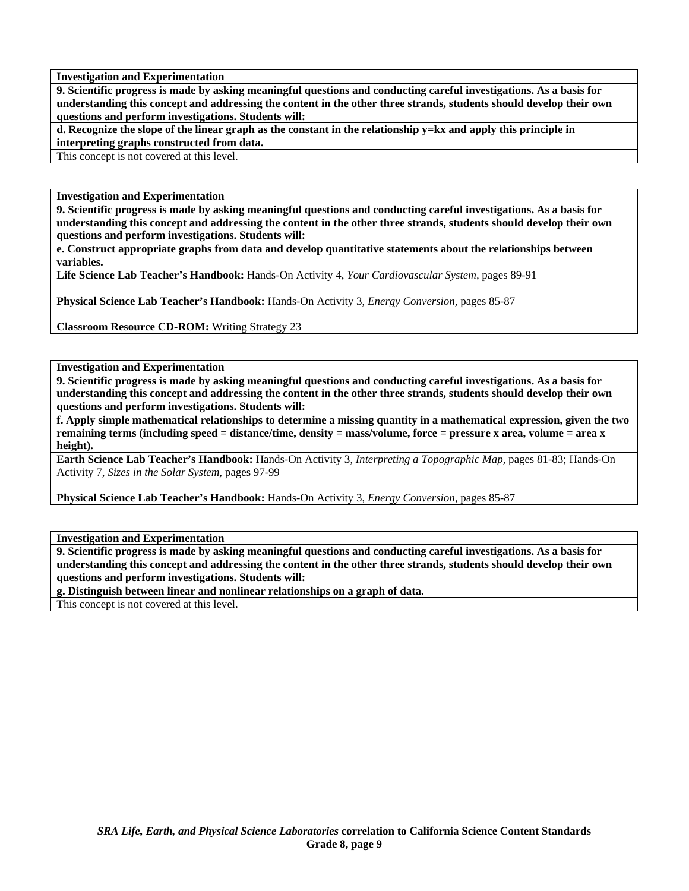| **Investigation and Experimentation** |
| --- |
| **9. Scientific progress is made by asking meaningful questions and conducting careful investigations. As a basis for understanding this concept and addressing the content in the other three strands, students should develop their own questions and perform investigations. Students will:** |
| **d. Recognize the slope of the linear graph as the constant in the relationship y=kx and apply this principle in interpreting graphs constructed from data.** |
| This concept is not covered at this level. |

| **Investigation and Experimentation** |
| --- |
| **9. Scientific progress is made by asking meaningful questions and conducting careful investigations. As a basis for understanding this concept and addressing the content in the other three strands, students should develop their own questions and perform investigations. Students will:** |
| **e. Construct appropriate graphs from data and develop quantitative statements about the relationships between variables.** |
| **Life Science Lab Teacher's Handbook:** Hands-On Activity 4, *Your Cardiovascular System,* pages 89-91<br><br>**Physical Science Lab Teacher's Handbook:** Hands-On Activity 3, *Energy Conversion,* pages 85-87<br><br>**Classroom Resource CD-ROM:** Writing Strategy 23 |

| **Investigation and Experimentation** |
| --- |
| **9. Scientific progress is made by asking meaningful questions and conducting careful investigations. As a basis for understanding this concept and addressing the content in the other three strands, students should develop their own questions and perform investigations. Students will:** |
| **f. Apply simple mathematical relationships to determine a missing quantity in a mathematical expression, given the two remaining terms (including speed = distance/time, density = mass/volume, force = pressure x area, volume = area x height).** |
| **Earth Science Lab Teacher's Handbook:** Hands-On Activity 3, *Interpreting a Topographic Map,* pages 81-83; Hands-On Activity 7, *Sizes in the Solar System,* pages 97-99<br><br>**Physical Science Lab Teacher's Handbook:** Hands-On Activity 3, *Energy Conversion,* pages 85-87 |

| **Investigation and Experimentation** |
| --- |
| **9. Scientific progress is made by asking meaningful questions and conducting careful investigations. As a basis for understanding this concept and addressing the content in the other three strands, students should develop their own questions and perform investigations. Students will:** |
| **g. Distinguish between linear and nonlinear relationships on a graph of data.** |
| This concept is not covered at this level. |